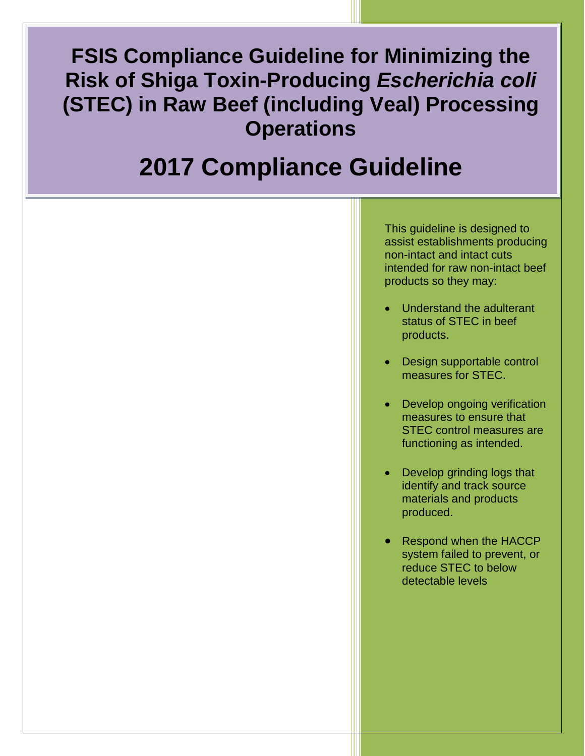# FSIS Compliance Guideline for Minimizing the Risk of Shiga Toxin-Producing *Escherichia coli* (STEC) in Raw Beef (including Veal) Processing Operations

# 2017 Compliance Guideline

This guideline is designed to assist establishments producing non-intact and intact cuts intended for raw non-intact beef products so they may:

- Understand the adulterant status of STEC in beef products.
- Design supportable control measures for STEC.
- Develop ongoing verification measures to ensure that STEC control measures are functioning as intended.
- Develop grinding logs that identify and track source materials and products produced.
- Respond when the HACCP system failed to prevent, or reduce STEC to below detectable levels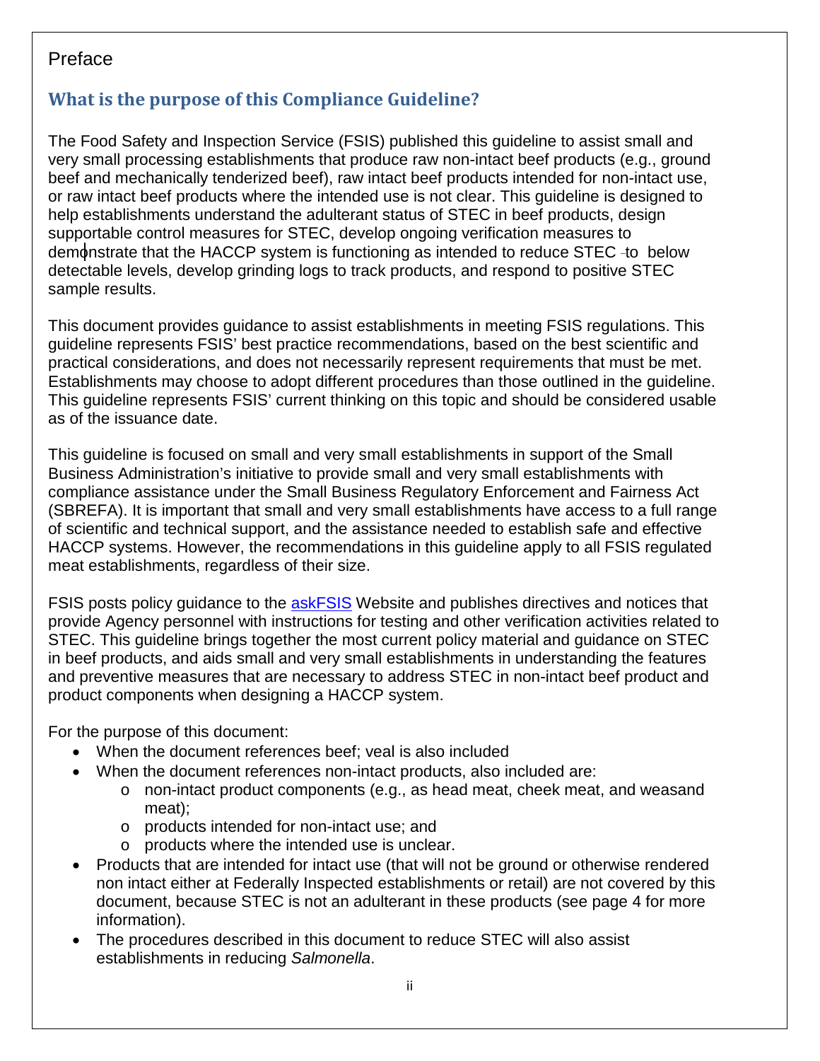# Preface

## What is the purpose of this Compliance Guideline?

The Food Safety and Inspection Service (FSIS) published this guideline to assist small and very small processing establishments that produce raw non-intact beef products (e.g., ground beef and mechanically tenderized beef), raw intact beef products intended for non-intact use, or raw intact beef products where the intended use is not clear. This guideline is designed to help establishments understand the adulterant status of STEC in beef products, design supportable control measures for STEC, develop ongoing verification measures to demonstrate that the HACCP system is functioning as intended to reduce STEC to below detectable levels, develop grinding logs to track products, and respond to positive STEC sample results.

This document provides guidance to assist establishments in meeting FSIS regulations. This guideline represents FSIS' best practice recommendations, based on the best scientific and practical considerations, and does not necessarily represent requirements that must be met. Establishments may choose to adopt different procedures than those outlined in the guideline. This guideline represents FSIS' current thinking on this topic and should be considered usable as of the issuance date.

This guideline is focused on small and very small establishments in support of the Small Business Administration's initiative to provide small and very small establishments with compliance assistance under the Small Business Regulatory Enforcement and Fairness Act (SBREFA). It is important that small and very small establishments have access to a full range of scientific and technical support, and the assistance needed to establish safe and effective HACCP systems. However, the recommendations in this guideline apply to all FSIS regulated meat establishments, regardless of their size.

FSIS posts policy guidance to the askFSIS Website and publishes directives and notices that provide Agency personnel with instructions for testing and other verification activities related to STEC. This guideline brings together the most current policy material and guidance on STEC in beef products, and aids small and very small establishments in understanding the features and preventive measures that are necessary to address STEC in non-intact beef product and product components when designing a HACCP system.

For the purpose of this document:

- When the document references beef; veal is also included
- When the document references non-intact products, also included are:
  - non-intact product components (e.g., as head meat, cheek meat, and weasand meat);
  - products intended for non-intact use; and
  - products where the intended use is unclear.
- Products that are intended for intact use (that will not be ground or otherwise rendered non intact either at Federally Inspected establishments or retail) are not covered by this document, because STEC is not an adulterant in these products (see page 4 for more information).
- The procedures described in this document to reduce STEC will also assist establishments in reducing *Salmonella*.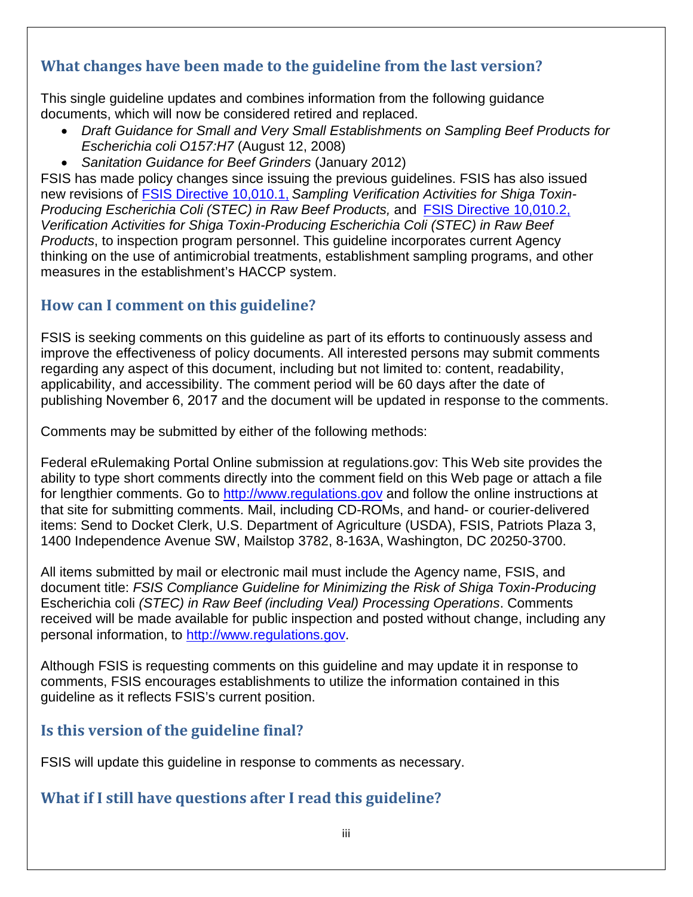## What changes have been made to the guideline from the last version?

This single guideline updates and combines information from the following guidance documents, which will now be considered retired and replaced.

- *Draft Guidance for Small and Very Small Establishments on Sampling Beef Products for Escherichia coli O157:H7* (August 12, 2008)
- *Sanitation Guidance for Beef Grinders* (January 2012)

FSIS has made policy changes since issuing the previous guidelines. FSIS has also issued new revisions of FSIS Directive 10,010.1, *Sampling Verification Activities for Shiga Toxin-Producing Escherichia Coli (STEC) in Raw Beef Products,* and FSIS Directive 10,010.2, *Verification Activities for Shiga Toxin-Producing Escherichia Coli (STEC) in Raw Beef Products*, to inspection program personnel. This guideline incorporates current Agency thinking on the use of antimicrobial treatments, establishment sampling programs, and other measures in the establishment's HACCP system.

## How can I comment on this guideline?

FSIS is seeking comments on this guideline as part of its efforts to continuously assess and improve the effectiveness of policy documents. All interested persons may submit comments regarding any aspect of this document, including but not limited to: content, readability, applicability, and accessibility. The comment period will be 60 days after the date of publishing November 6, 2017 and the document will be updated in response to the comments.

Comments may be submitted by either of the following methods:

Federal eRulemaking Portal Online submission at regulations.gov: This Web site provides the ability to type short comments directly into the comment field on this Web page or attach a file for lengthier comments. Go to http://www.regulations.gov and follow the online instructions at that site for submitting comments. Mail, including CD-ROMs, and hand- or courier-delivered items: Send to Docket Clerk, U.S. Department of Agriculture (USDA), FSIS, Patriots Plaza 3, 1400 Independence Avenue SW, Mailstop 3782, 8-163A, Washington, DC 20250-3700.

All items submitted by mail or electronic mail must include the Agency name, FSIS, and document title: *FSIS Compliance Guideline for Minimizing the Risk of Shiga Toxin-Producing* Escherichia coli *(STEC) in Raw Beef (including Veal) Processing Operations*. Comments received will be made available for public inspection and posted without change, including any personal information, to http://www.regulations.gov.

Although FSIS is requesting comments on this guideline and may update it in response to comments, FSIS encourages establishments to utilize the information contained in this guideline as it reflects FSIS's current position.

## Is this version of the guideline final?

FSIS will update this guideline in response to comments as necessary.

## What if I still have questions after I read this guideline?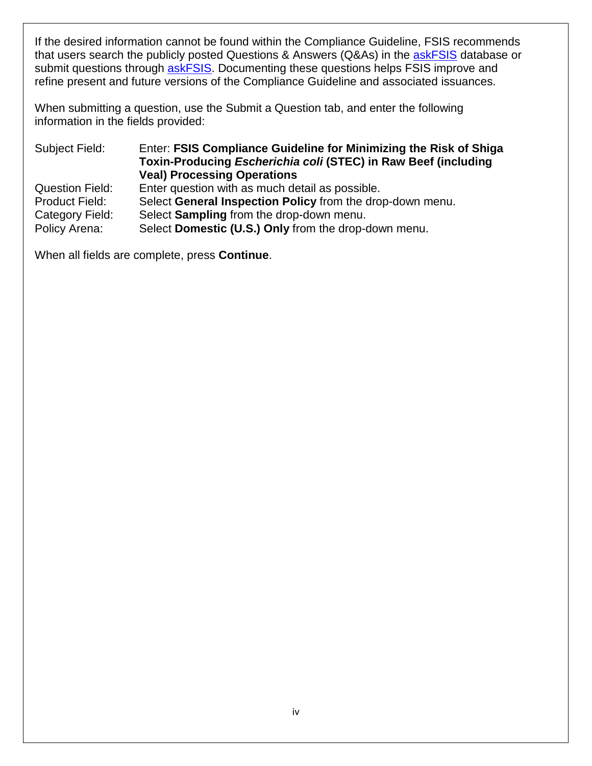If the desired information cannot be found within the Compliance Guideline, FSIS recommends that users search the publicly posted Questions & Answers (Q&As) in the askFSIS database or submit questions through askFSIS. Documenting these questions helps FSIS improve and refine present and future versions of the Compliance Guideline and associated issuances.

When submitting a question, use the Submit a Question tab, and enter the following information in the fields provided:

| | |
|---|---|
| Subject Field: | Enter: **FSIS Compliance Guideline for Minimizing the Risk of Shiga Toxin-Producing *Escherichia coli* (STEC) in Raw Beef (including Veal) Processing Operations** |
| Question Field: | Enter question with as much detail as possible. |
| Product Field: | Select **General Inspection Policy** from the drop-down menu. |
| Category Field: | Select **Sampling** from the drop-down menu. |
| Policy Arena: | Select **Domestic (U.S.) Only** from the drop-down menu. |

When all fields are complete, press **Continue**.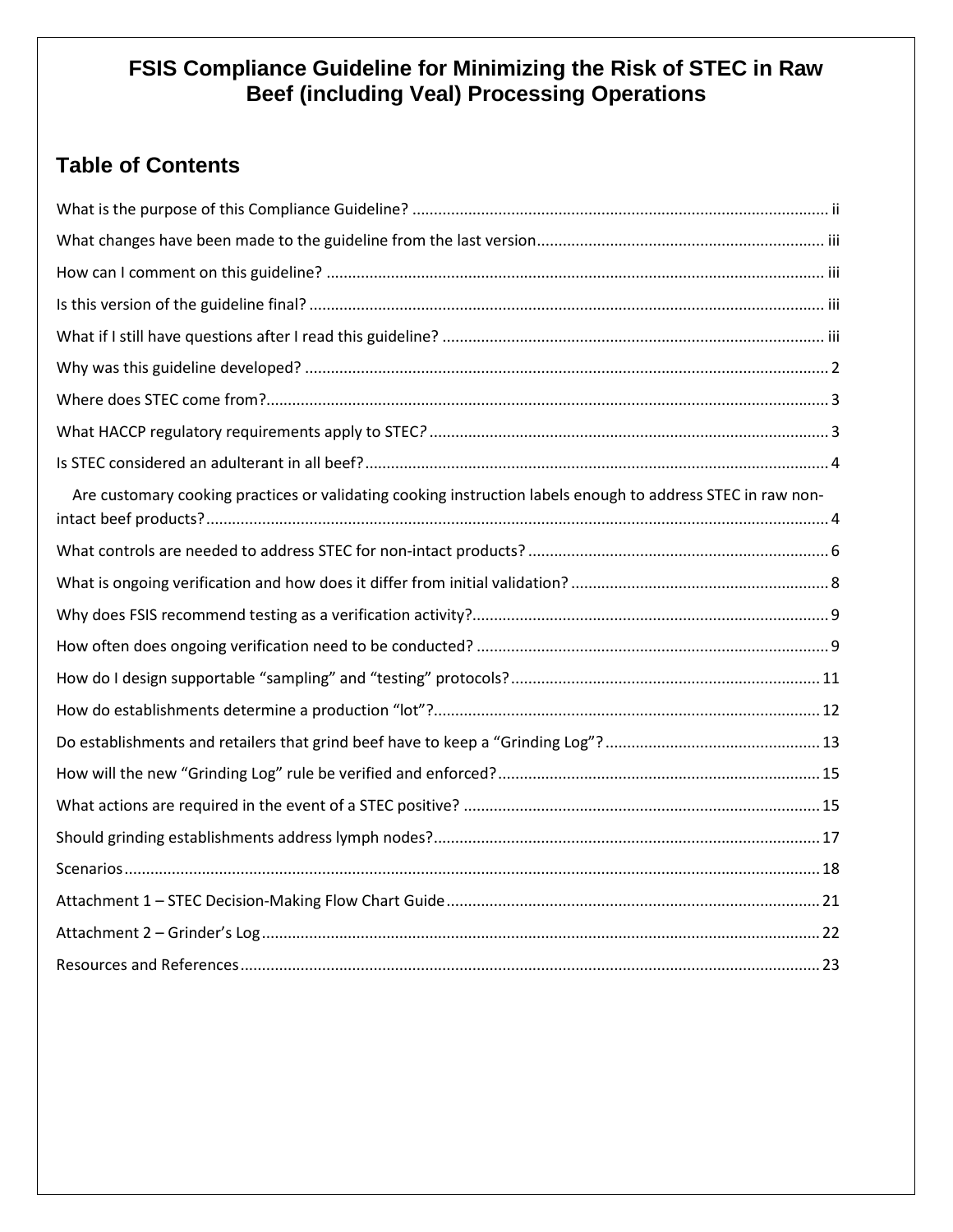# FSIS Compliance Guideline for Minimizing the Risk of STEC in Raw Beef (including Veal) Processing Operations

## Table of Contents

What is the purpose of this Compliance Guideline? ii

What changes have been made to the guideline from the last version iii

How can I comment on this guideline? iii

Is this version of the guideline final? iii

What if I still have questions after I read this guideline? iii

Why was this guideline developed? 2

Where does STEC come from? 3

What HACCP regulatory requirements apply to STEC? 3

Is STEC considered an adulterant in all beef? 4

Are customary cooking practices or validating cooking instruction labels enough to address STEC in raw non-intact beef products? 4

What controls are needed to address STEC for non-intact products? 6

What is ongoing verification and how does it differ from initial validation? 8

Why does FSIS recommend testing as a verification activity? 9

How often does ongoing verification need to be conducted? 9

How do I design supportable "sampling" and "testing" protocols? 11

How do establishments determine a production "lot"? 12

Do establishments and retailers that grind beef have to keep a "Grinding Log"? 13

How will the new "Grinding Log" rule be verified and enforced? 15

What actions are required in the event of a STEC positive? 15

Should grinding establishments address lymph nodes? 17

Scenarios 18

Attachment 1 – STEC Decision-Making Flow Chart Guide 21

Attachment 2 – Grinder's Log 22

Resources and References 23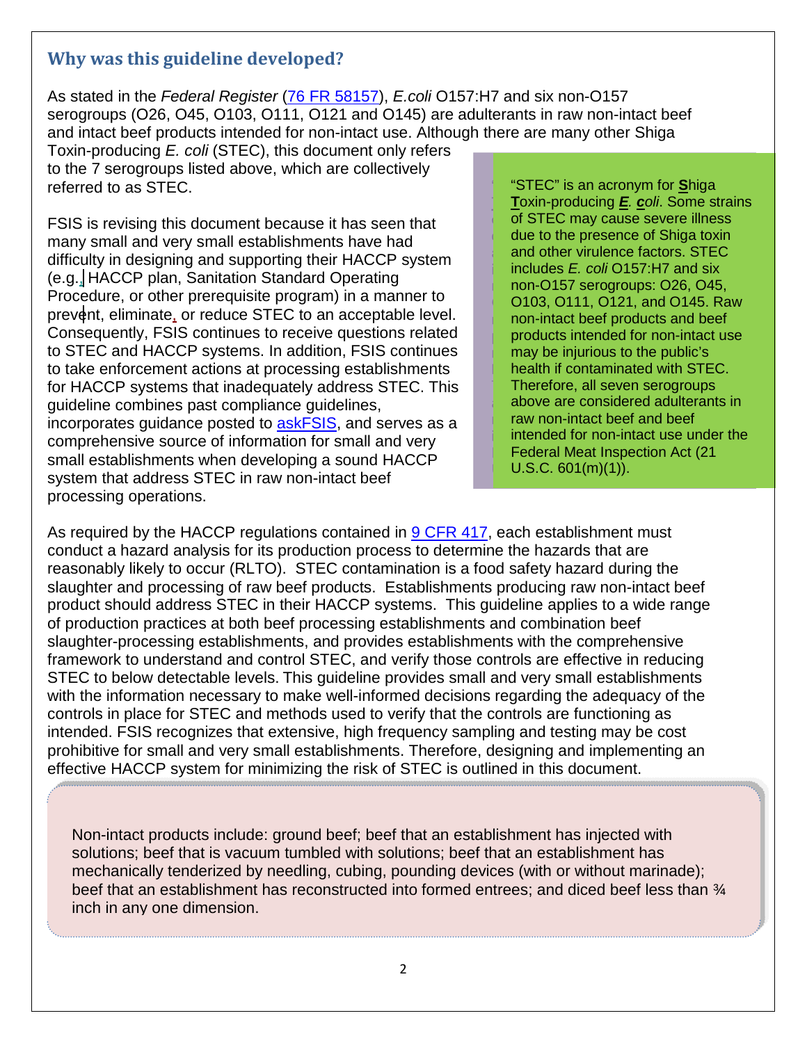## Why was this guideline developed?

As stated in the *Federal Register* (76 FR 58157), *E.coli* O157:H7 and six non-O157 serogroups (O26, O45, O103, O111, O121 and O145) are adulterants in raw non-intact beef and intact beef products intended for non-intact use. Although there are many other Shiga Toxin-producing *E. coli* (STEC), this document only refers to the 7 serogroups listed above, which are collectively referred to as STEC.

FSIS is revising this document because it has seen that many small and very small establishments have had difficulty in designing and supporting their HACCP system (e.g., HACCP plan, Sanitation Standard Operating Procedure, or other prerequisite program) in a manner to prevent, eliminate, or reduce STEC to an acceptable level. Consequently, FSIS continues to receive questions related to STEC and HACCP systems. In addition, FSIS continues to take enforcement actions at processing establishments for HACCP systems that inadequately address STEC. This guideline combines past compliance guidelines, incorporates guidance posted to askFSIS, and serves as a comprehensive source of information for small and very small establishments when developing a sound HACCP system that address STEC in raw non-intact beef processing operations.

> "STEC" is an acronym for **S**higa **T**oxin-producing ***E***. ***c****oli*. Some strains of STEC may cause severe illness due to the presence of Shiga toxin and other virulence factors. STEC includes *E. coli* O157:H7 and six non-O157 serogroups: O26, O45, O103, O111, O121, and O145. Raw non-intact beef products and beef products intended for non-intact use may be injurious to the public's health if contaminated with STEC. Therefore, all seven serogroups above are considered adulterants in raw non-intact beef and beef intended for non-intact use under the Federal Meat Inspection Act (21 U.S.C. 601(m)(1)).

As required by the HACCP regulations contained in 9 CFR 417, each establishment must conduct a hazard analysis for its production process to determine the hazards that are reasonably likely to occur (RLTO). STEC contamination is a food safety hazard during the slaughter and processing of raw beef products. Establishments producing raw non-intact beef product should address STEC in their HACCP systems. This guideline applies to a wide range of production practices at both beef processing establishments and combination beef slaughter-processing establishments, and provides establishments with the comprehensive framework to understand and control STEC, and verify those controls are effective in reducing STEC to below detectable levels. This guideline provides small and very small establishments with the information necessary to make well-informed decisions regarding the adequacy of the controls in place for STEC and methods used to verify that the controls are functioning as intended. FSIS recognizes that extensive, high frequency sampling and testing may be cost prohibitive for small and very small establishments. Therefore, designing and implementing an effective HACCP system for minimizing the risk of STEC is outlined in this document.

> Non-intact products include: ground beef; beef that an establishment has injected with solutions; beef that is vacuum tumbled with solutions; beef that an establishment has mechanically tenderized by needling, cubing, pounding devices (with or without marinade); beef that an establishment has reconstructed into formed entrees; and diced beef less than ¾ inch in any one dimension.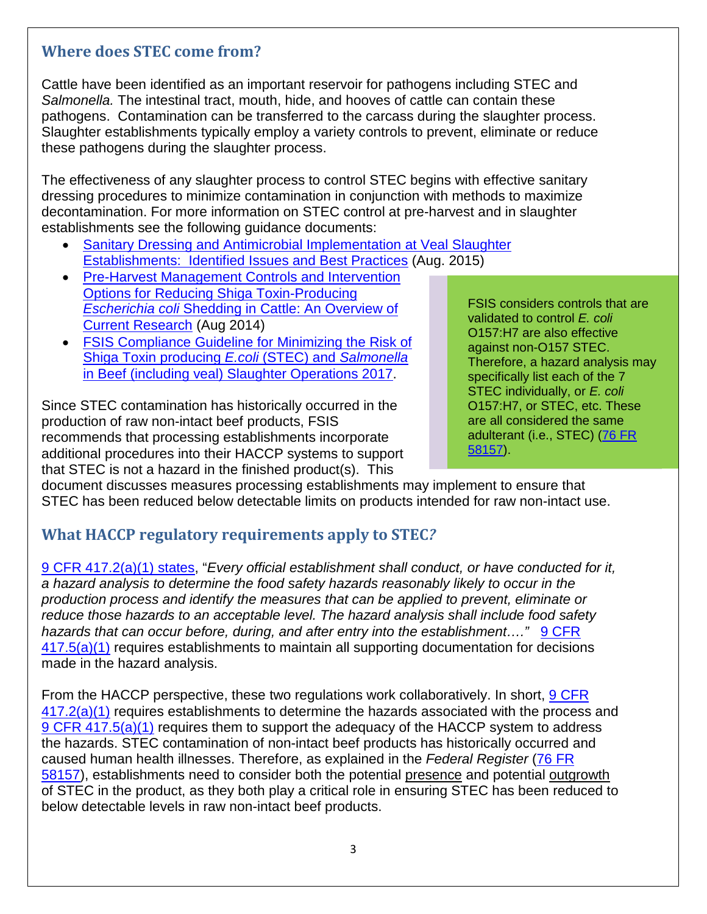## Where does STEC come from?

Cattle have been identified as an important reservoir for pathogens including STEC and *Salmonella.* The intestinal tract, mouth, hide, and hooves of cattle can contain these pathogens. Contamination can be transferred to the carcass during the slaughter process. Slaughter establishments typically employ a variety controls to prevent, eliminate or reduce these pathogens during the slaughter process.

The effectiveness of any slaughter process to control STEC begins with effective sanitary dressing procedures to minimize contamination in conjunction with methods to maximize decontamination. For more information on STEC control at pre-harvest and in slaughter establishments see the following guidance documents:

- Sanitary Dressing and Antimicrobial Implementation at Veal Slaughter Establishments: Identified Issues and Best Practices (Aug. 2015)
- Pre-Harvest Management Controls and Intervention Options for Reducing Shiga Toxin-Producing *Escherichia coli* Shedding in Cattle: An Overview of Current Research (Aug 2014)
- FSIS Compliance Guideline for Minimizing the Risk of Shiga Toxin producing *E.coli* (STEC) and *Salmonella* in Beef (including veal) Slaughter Operations 2017.

> FSIS considers controls that are validated to control *E. coli* O157:H7 are also effective against non-O157 STEC. Therefore, a hazard analysis may specifically list each of the 7 STEC individually, or *E. coli* O157:H7, or STEC, etc. These are all considered the same adulterant (i.e., STEC) (76 FR 58157).

Since STEC contamination has historically occurred in the production of raw non-intact beef products, FSIS recommends that processing establishments incorporate additional procedures into their HACCP systems to support that STEC is not a hazard in the finished product(s). This document discusses measures processing establishments may implement to ensure that STEC has been reduced below detectable limits on products intended for raw non-intact use.

## What HACCP regulatory requirements apply to STEC?

9 CFR 417.2(a)(1) states, "*Every official establishment shall conduct, or have conducted for it, a hazard analysis to determine the food safety hazards reasonably likely to occur in the production process and identify the measures that can be applied to prevent, eliminate or reduce those hazards to an acceptable level. The hazard analysis shall include food safety hazards that can occur before, during, and after entry into the establishment…."* 9 CFR 417.5(a)(1) requires establishments to maintain all supporting documentation for decisions made in the hazard analysis.

From the HACCP perspective, these two regulations work collaboratively. In short, 9 CFR 417.2(a)(1) requires establishments to determine the hazards associated with the process and 9 CFR 417.5(a)(1) requires them to support the adequacy of the HACCP system to address the hazards. STEC contamination of non-intact beef products has historically occurred and caused human health illnesses. Therefore, as explained in the *Federal Register* (76 FR 58157), establishments need to consider both the potential presence and potential outgrowth of STEC in the product, as they both play a critical role in ensuring STEC has been reduced to below detectable levels in raw non-intact beef products.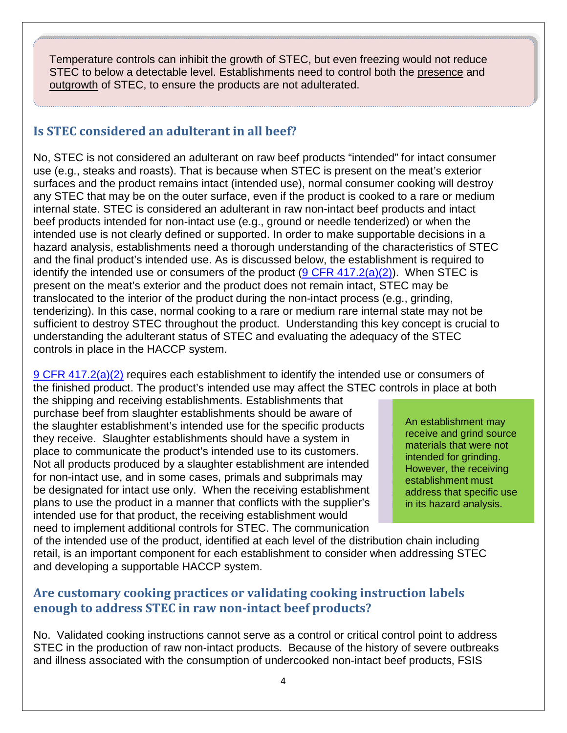> Temperature controls can inhibit the growth of STEC, but even freezing would not reduce STEC to below a detectable level. Establishments need to control both the presence and outgrowth of STEC, to ensure the products are not adulterated.

## Is STEC considered an adulterant in all beef?

No, STEC is not considered an adulterant on raw beef products "intended" for intact consumer use (e.g., steaks and roasts). That is because when STEC is present on the meat's exterior surfaces and the product remains intact (intended use), normal consumer cooking will destroy any STEC that may be on the outer surface, even if the product is cooked to a rare or medium internal state. STEC is considered an adulterant in raw non-intact beef products and intact beef products intended for non-intact use (e.g., ground or needle tenderized) or when the intended use is not clearly defined or supported. In order to make supportable decisions in a hazard analysis, establishments need a thorough understanding of the characteristics of STEC and the final product's intended use. As is discussed below, the establishment is required to identify the intended use or consumers of the product (9 CFR 417.2(a)(2)). When STEC is present on the meat's exterior and the product does not remain intact, STEC may be translocated to the interior of the product during the non-intact process (e.g., grinding, tenderizing). In this case, normal cooking to a rare or medium rare internal state may not be sufficient to destroy STEC throughout the product. Understanding this key concept is crucial to understanding the adulterant status of STEC and evaluating the adequacy of the STEC controls in place in the HACCP system.

9 CFR 417.2(a)(2) requires each establishment to identify the intended use or consumers of the finished product. The product's intended use may affect the STEC controls in place at both the shipping and receiving establishments. Establishments that purchase beef from slaughter establishments should be aware of the slaughter establishment's intended use for the specific products they receive. Slaughter establishments should have a system in place to communicate the product's intended use to its customers. Not all products produced by a slaughter establishment are intended for non-intact use, and in some cases, primals and subprimals may be designated for intact use only. When the receiving establishment plans to use the product in a manner that conflicts with the supplier's intended use for that product, the receiving establishment would need to implement additional controls for STEC. The communication of the intended use of the product, identified at each level of the distribution chain including retail, is an important component for each establishment to consider when addressing STEC and developing a supportable HACCP system.

> An establishment may receive and grind source materials that were not intended for grinding. However, the receiving establishment must address that specific use in its hazard analysis.

## Are customary cooking practices or validating cooking instruction labels enough to address STEC in raw non-intact beef products?

No. Validated cooking instructions cannot serve as a control or critical control point to address STEC in the production of raw non-intact products. Because of the history of severe outbreaks and illness associated with the consumption of undercooked non-intact beef products, FSIS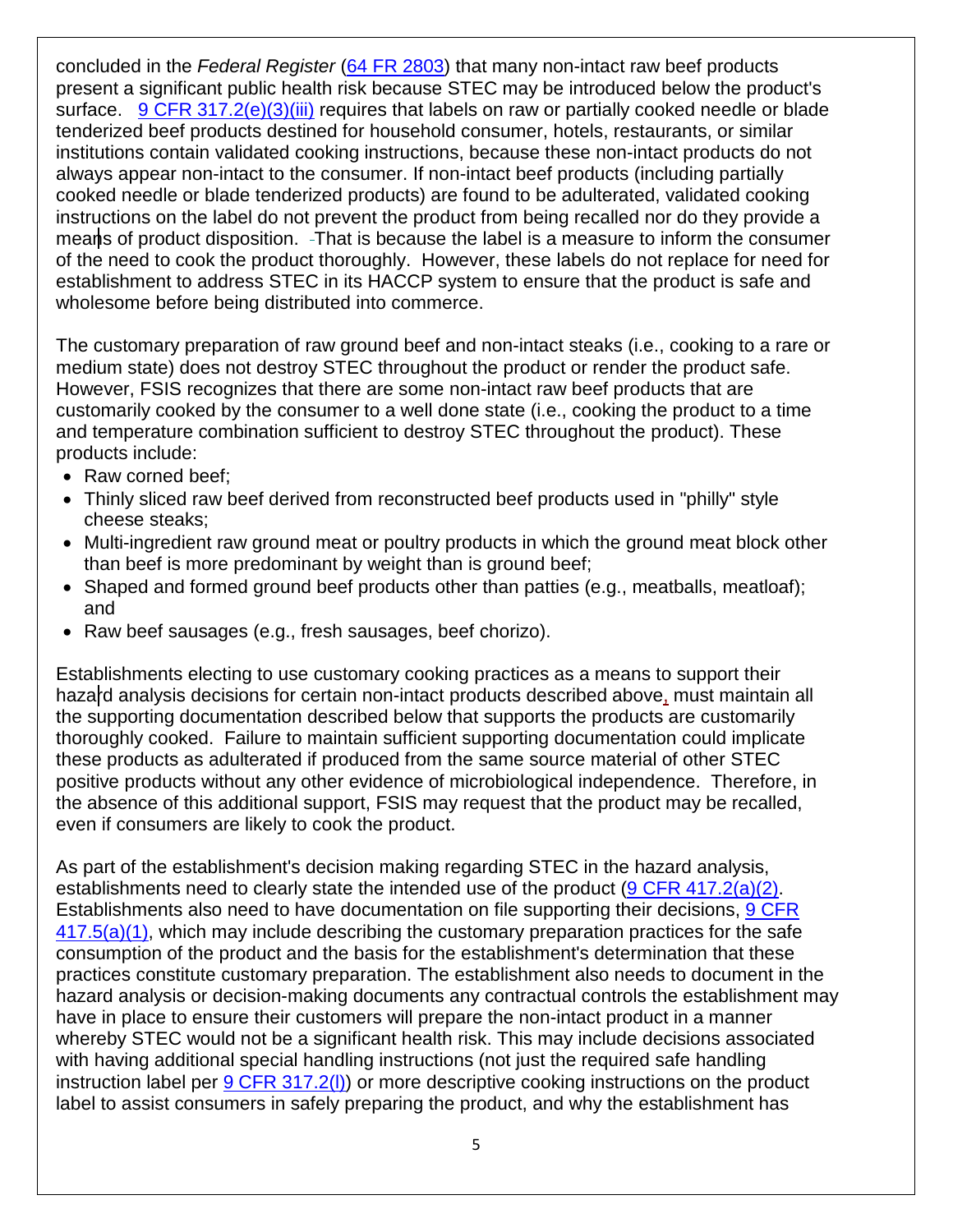concluded in the *Federal Register* (64 FR 2803) that many non-intact raw beef products present a significant public health risk because STEC may be introduced below the product's surface. 9 CFR 317.2(e)(3)(iii) requires that labels on raw or partially cooked needle or blade tenderized beef products destined for household consumer, hotels, restaurants, or similar institutions contain validated cooking instructions, because these non-intact products do not always appear non-intact to the consumer. If non-intact beef products (including partially cooked needle or blade tenderized products) are found to be adulterated, validated cooking instructions on the label do not prevent the product from being recalled nor do they provide a means of product disposition. That is because the label is a measure to inform the consumer of the need to cook the product thoroughly. However, these labels do not replace for need for establishment to address STEC in its HACCP system to ensure that the product is safe and wholesome before being distributed into commerce.

The customary preparation of raw ground beef and non-intact steaks (i.e., cooking to a rare or medium state) does not destroy STEC throughout the product or render the product safe. However, FSIS recognizes that there are some non-intact raw beef products that are customarily cooked by the consumer to a well done state (i.e., cooking the product to a time and temperature combination sufficient to destroy STEC throughout the product). These products include:

- Raw corned beef;
- Thinly sliced raw beef derived from reconstructed beef products used in "philly" style cheese steaks;
- Multi-ingredient raw ground meat or poultry products in which the ground meat block other than beef is more predominant by weight than is ground beef;
- Shaped and formed ground beef products other than patties (e.g., meatballs, meatloaf); and
- Raw beef sausages (e.g., fresh sausages, beef chorizo).

Establishments electing to use customary cooking practices as a means to support their hazard analysis decisions for certain non-intact products described above, must maintain all the supporting documentation described below that supports the products are customarily thoroughly cooked. Failure to maintain sufficient supporting documentation could implicate these products as adulterated if produced from the same source material of other STEC positive products without any other evidence of microbiological independence. Therefore, in the absence of this additional support, FSIS may request that the product may be recalled, even if consumers are likely to cook the product.

As part of the establishment's decision making regarding STEC in the hazard analysis, establishments need to clearly state the intended use of the product (9 CFR 417.2(a)(2). Establishments also need to have documentation on file supporting their decisions, 9 CFR 417.5(a)(1), which may include describing the customary preparation practices for the safe consumption of the product and the basis for the establishment's determination that these practices constitute customary preparation. The establishment also needs to document in the hazard analysis or decision-making documents any contractual controls the establishment may have in place to ensure their customers will prepare the non-intact product in a manner whereby STEC would not be a significant health risk. This may include decisions associated with having additional special handling instructions (not just the required safe handling instruction label per 9 CFR 317.2(l)) or more descriptive cooking instructions on the product label to assist consumers in safely preparing the product, and why the establishment has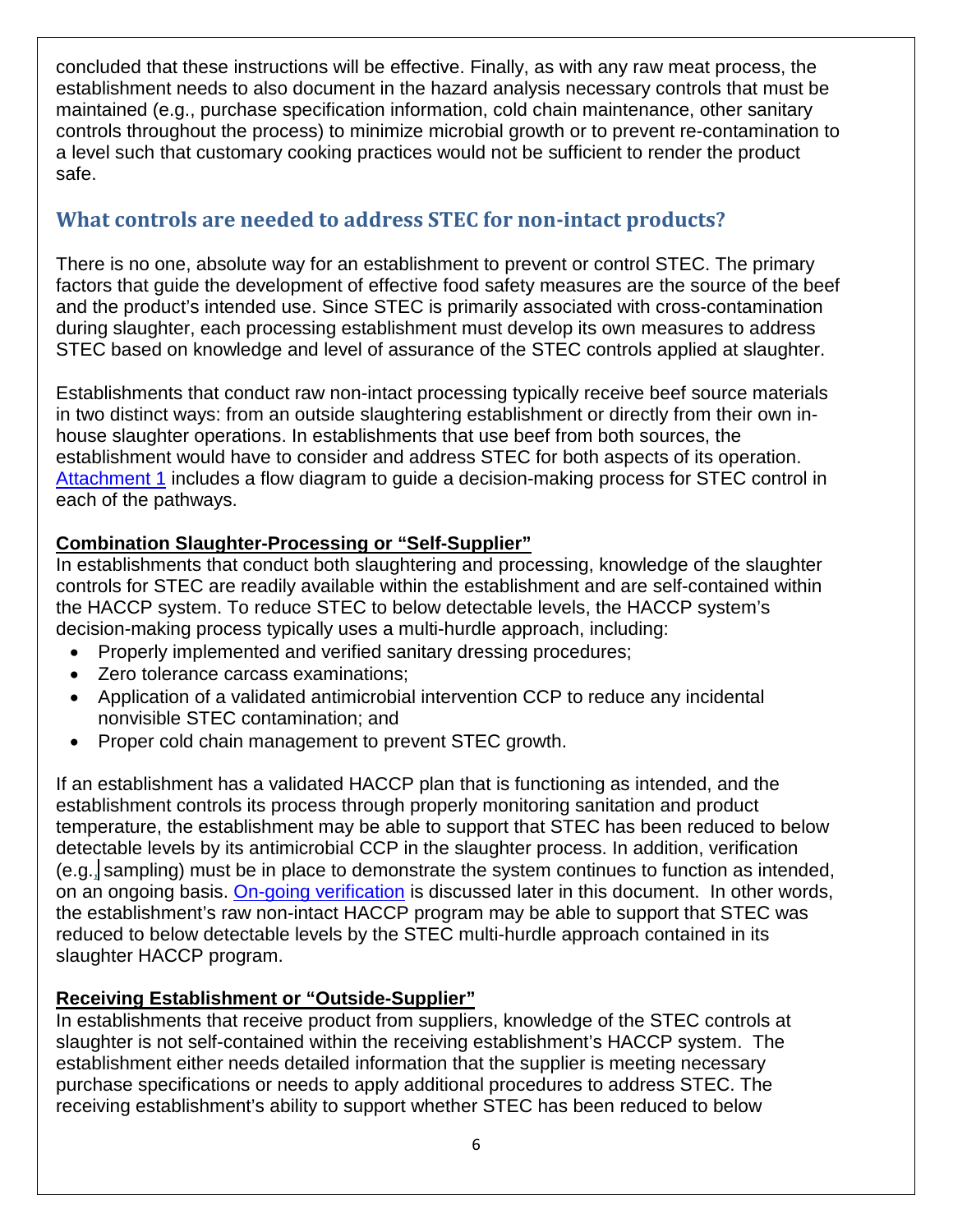concluded that these instructions will be effective. Finally, as with any raw meat process, the establishment needs to also document in the hazard analysis necessary controls that must be maintained (e.g., purchase specification information, cold chain maintenance, other sanitary controls throughout the process) to minimize microbial growth or to prevent re-contamination to a level such that customary cooking practices would not be sufficient to render the product safe.

## What controls are needed to address STEC for non-intact products?

There is no one, absolute way for an establishment to prevent or control STEC. The primary factors that guide the development of effective food safety measures are the source of the beef and the product's intended use. Since STEC is primarily associated with cross-contamination during slaughter, each processing establishment must develop its own measures to address STEC based on knowledge and level of assurance of the STEC controls applied at slaughter.

Establishments that conduct raw non-intact processing typically receive beef source materials in two distinct ways: from an outside slaughtering establishment or directly from their own in-house slaughter operations. In establishments that use beef from both sources, the establishment would have to consider and address STEC for both aspects of its operation. Attachment 1 includes a flow diagram to guide a decision-making process for STEC control in each of the pathways.

**Combination Slaughter-Processing or "Self-Supplier"**

In establishments that conduct both slaughtering and processing, knowledge of the slaughter controls for STEC are readily available within the establishment and are self-contained within the HACCP system. To reduce STEC to below detectable levels, the HACCP system's decision-making process typically uses a multi-hurdle approach, including:

- Properly implemented and verified sanitary dressing procedures;
- Zero tolerance carcass examinations;
- Application of a validated antimicrobial intervention CCP to reduce any incidental nonvisible STEC contamination; and
- Proper cold chain management to prevent STEC growth.

If an establishment has a validated HACCP plan that is functioning as intended, and the establishment controls its process through properly monitoring sanitation and product temperature, the establishment may be able to support that STEC has been reduced to below detectable levels by its antimicrobial CCP in the slaughter process. In addition, verification (e.g., sampling) must be in place to demonstrate the system continues to function as intended, on an ongoing basis. On-going verification is discussed later in this document. In other words, the establishment's raw non-intact HACCP program may be able to support that STEC was reduced to below detectable levels by the STEC multi-hurdle approach contained in its slaughter HACCP program.

**Receiving Establishment or "Outside-Supplier"**

In establishments that receive product from suppliers, knowledge of the STEC controls at slaughter is not self-contained within the receiving establishment's HACCP system. The establishment either needs detailed information that the supplier is meeting necessary purchase specifications or needs to apply additional procedures to address STEC. The receiving establishment's ability to support whether STEC has been reduced to below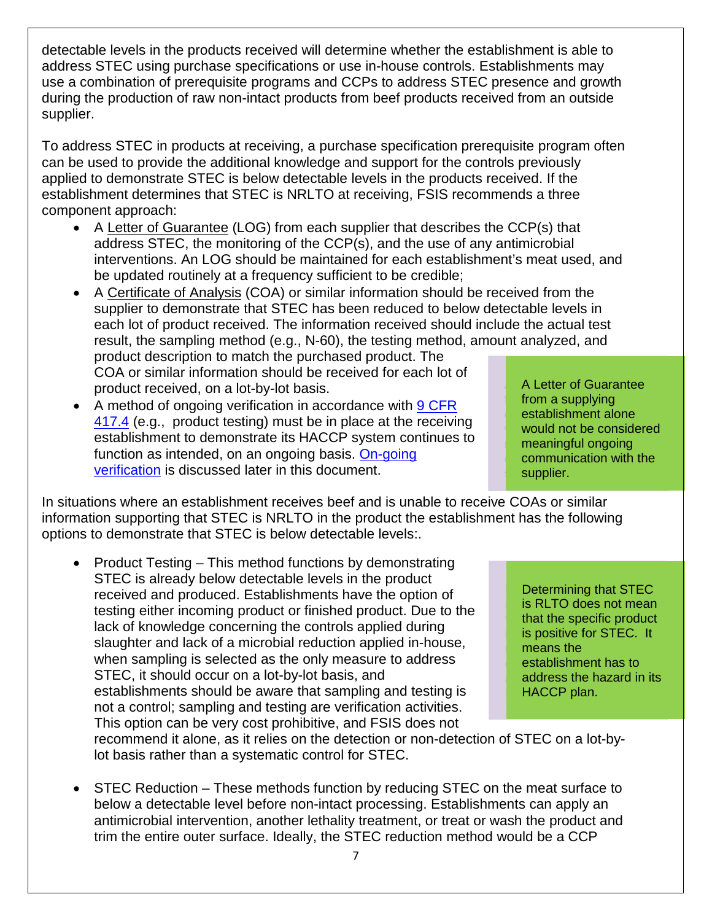detectable levels in the products received will determine whether the establishment is able to address STEC using purchase specifications or use in-house controls. Establishments may use a combination of prerequisite programs and CCPs to address STEC presence and growth during the production of raw non-intact products from beef products received from an outside supplier.

To address STEC in products at receiving, a purchase specification prerequisite program often can be used to provide the additional knowledge and support for the controls previously applied to demonstrate STEC is below detectable levels in the products received. If the establishment determines that STEC is NRLTO at receiving, FSIS recommends a three component approach:

- A Letter of Guarantee (LOG) from each supplier that describes the CCP(s) that address STEC, the monitoring of the CCP(s), and the use of any antimicrobial interventions. An LOG should be maintained for each establishment's meat used, and be updated routinely at a frequency sufficient to be credible;
- A Certificate of Analysis (COA) or similar information should be received from the supplier to demonstrate that STEC has been reduced to below detectable levels in each lot of product received. The information received should include the actual test result, the sampling method (e.g., N-60), the testing method, amount analyzed, and product description to match the purchased product. The COA or similar information should be received for each lot of product received, on a lot-by-lot basis.
- A method of ongoing verification in accordance with [9 CFR 417.4] (e.g., product testing) must be in place at the receiving establishment to demonstrate its HACCP system continues to function as intended, on an ongoing basis. [On-going verification] is discussed later in this document.

> A Letter of Guarantee from a supplying establishment alone would not be considered meaningful ongoing communication with the supplier.

In situations where an establishment receives beef and is unable to receive COAs or similar information supporting that STEC is NRLTO in the product the establishment has the following options to demonstrate that STEC is below detectable levels:.

- Product Testing – This method functions by demonstrating STEC is already below detectable levels in the product received and produced. Establishments have the option of testing either incoming product or finished product. Due to the lack of knowledge concerning the controls applied during slaughter and lack of a microbial reduction applied in-house, when sampling is selected as the only measure to address STEC, it should occur on a lot-by-lot basis, and establishments should be aware that sampling and testing is not a control; sampling and testing are verification activities. This option can be very cost prohibitive, and FSIS does not recommend it alone, as it relies on the detection or non-detection of STEC on a lot-by-lot basis rather than a systematic control for STEC.

> Determining that STEC is RLTO does not mean that the specific product is positive for STEC. It means the establishment has to address the hazard in its HACCP plan.

- STEC Reduction – These methods function by reducing STEC on the meat surface to below a detectable level before non-intact processing. Establishments can apply an antimicrobial intervention, another lethality treatment, or treat or wash the product and trim the entire outer surface. Ideally, the STEC reduction method would be a CCP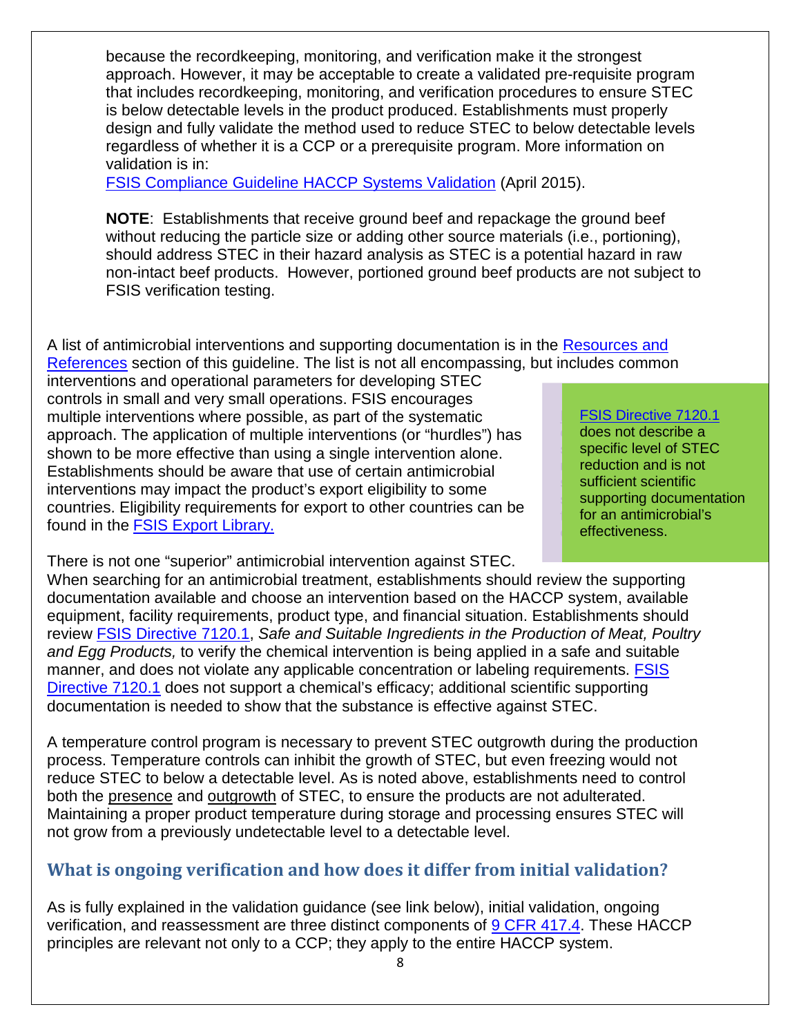because the recordkeeping, monitoring, and verification make it the strongest approach. However, it may be acceptable to create a validated pre-requisite program that includes recordkeeping, monitoring, and verification procedures to ensure STEC is below detectable levels in the product produced. Establishments must properly design and fully validate the method used to reduce STEC to below detectable levels regardless of whether it is a CCP or a prerequisite program. More information on validation is in:
[FSIS Compliance Guideline HACCP Systems Validation](#) (April 2015).

> **NOTE**: Establishments that receive ground beef and repackage the ground beef without reducing the particle size or adding other source materials (i.e., portioning), should address STEC in their hazard analysis as STEC is a potential hazard in raw non-intact beef products. However, portioned ground beef products are not subject to FSIS verification testing.

A list of antimicrobial interventions and supporting documentation is in the Resources and References section of this guideline. The list is not all encompassing, but includes common interventions and operational parameters for developing STEC controls in small and very small operations. FSIS encourages multiple interventions where possible, as part of the systematic approach. The application of multiple interventions (or "hurdles") has shown to be more effective than using a single intervention alone. Establishments should be aware that use of certain antimicrobial interventions may impact the product's export eligibility to some countries. Eligibility requirements for export to other countries can be found in the FSIS Export Library.

> FSIS Directive 7120.1 does not describe a specific level of STEC reduction and is not sufficient scientific supporting documentation for an antimicrobial's effectiveness.

There is not one "superior" antimicrobial intervention against STEC. When searching for an antimicrobial treatment, establishments should review the supporting documentation available and choose an intervention based on the HACCP system, available equipment, facility requirements, product type, and financial situation. Establishments should review FSIS Directive 7120.1, *Safe and Suitable Ingredients in the Production of Meat, Poultry and Egg Products,* to verify the chemical intervention is being applied in a safe and suitable manner, and does not violate any applicable concentration or labeling requirements. FSIS Directive 7120.1 does not support a chemical's efficacy; additional scientific supporting documentation is needed to show that the substance is effective against STEC.

A temperature control program is necessary to prevent STEC outgrowth during the production process. Temperature controls can inhibit the growth of STEC, but even freezing would not reduce STEC to below a detectable level. As is noted above, establishments need to control both the presence and outgrowth of STEC, to ensure the products are not adulterated. Maintaining a proper product temperature during storage and processing ensures STEC will not grow from a previously undetectable level to a detectable level.

## What is ongoing verification and how does it differ from initial validation?

As is fully explained in the validation guidance (see link below), initial validation, ongoing verification, and reassessment are three distinct components of 9 CFR 417.4. These HACCP principles are relevant not only to a CCP; they apply to the entire HACCP system.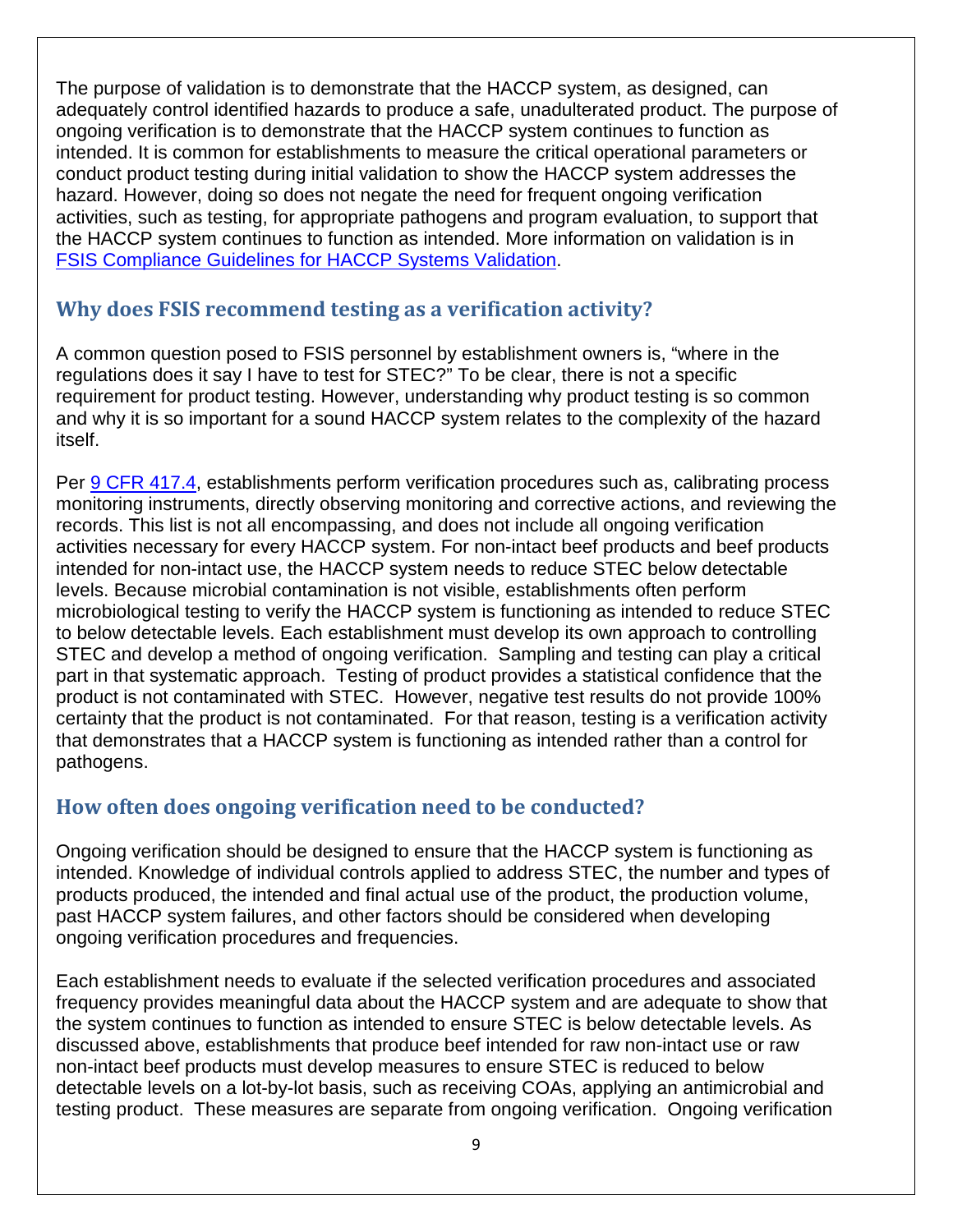The purpose of validation is to demonstrate that the HACCP system, as designed, can adequately control identified hazards to produce a safe, unadulterated product. The purpose of ongoing verification is to demonstrate that the HACCP system continues to function as intended. It is common for establishments to measure the critical operational parameters or conduct product testing during initial validation to show the HACCP system addresses the hazard. However, doing so does not negate the need for frequent ongoing verification activities, such as testing, for appropriate pathogens and program evaluation, to support that the HACCP system continues to function as intended. More information on validation is in [FSIS Compliance Guidelines for HACCP Systems Validation](FSIS Compliance Guidelines for HACCP Systems Validation).

## Why does FSIS recommend testing as a verification activity?

A common question posed to FSIS personnel by establishment owners is, "where in the regulations does it say I have to test for STEC?" To be clear, there is not a specific requirement for product testing. However, understanding why product testing is so common and why it is so important for a sound HACCP system relates to the complexity of the hazard itself.

Per 9 CFR 417.4, establishments perform verification procedures such as, calibrating process monitoring instruments, directly observing monitoring and corrective actions, and reviewing the records. This list is not all encompassing, and does not include all ongoing verification activities necessary for every HACCP system. For non-intact beef products and beef products intended for non-intact use, the HACCP system needs to reduce STEC below detectable levels. Because microbial contamination is not visible, establishments often perform microbiological testing to verify the HACCP system is functioning as intended to reduce STEC to below detectable levels. Each establishment must develop its own approach to controlling STEC and develop a method of ongoing verification. Sampling and testing can play a critical part in that systematic approach. Testing of product provides a statistical confidence that the product is not contaminated with STEC. However, negative test results do not provide 100% certainty that the product is not contaminated. For that reason, testing is a verification activity that demonstrates that a HACCP system is functioning as intended rather than a control for pathogens.

## How often does ongoing verification need to be conducted?

Ongoing verification should be designed to ensure that the HACCP system is functioning as intended. Knowledge of individual controls applied to address STEC, the number and types of products produced, the intended and final actual use of the product, the production volume, past HACCP system failures, and other factors should be considered when developing ongoing verification procedures and frequencies.

Each establishment needs to evaluate if the selected verification procedures and associated frequency provides meaningful data about the HACCP system and are adequate to show that the system continues to function as intended to ensure STEC is below detectable levels. As discussed above, establishments that produce beef intended for raw non-intact use or raw non-intact beef products must develop measures to ensure STEC is reduced to below detectable levels on a lot-by-lot basis, such as receiving COAs, applying an antimicrobial and testing product. These measures are separate from ongoing verification. Ongoing verification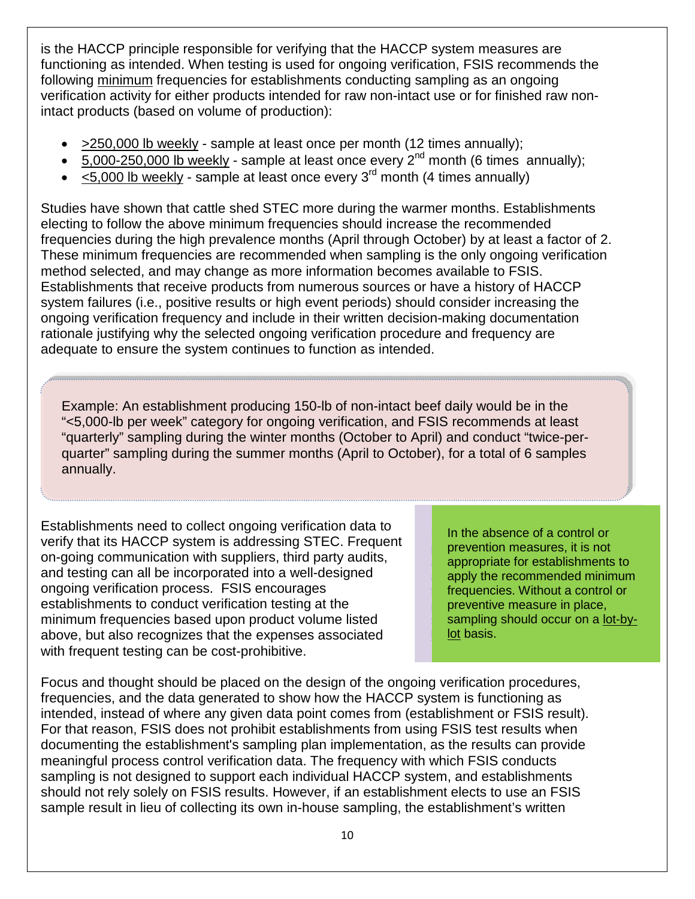is the HACCP principle responsible for verifying that the HACCP system measures are functioning as intended. When testing is used for ongoing verification, FSIS recommends the following minimum frequencies for establishments conducting sampling as an ongoing verification activity for either products intended for raw non-intact use or for finished raw non-intact products (based on volume of production):

- >250,000 lb weekly - sample at least once per month (12 times annually);
- 5,000-250,000 lb weekly - sample at least once every 2nd month (6 times annually);
- <5,000 lb weekly - sample at least once every 3rd month (4 times annually)

Studies have shown that cattle shed STEC more during the warmer months. Establishments electing to follow the above minimum frequencies should increase the recommended frequencies during the high prevalence months (April through October) by at least a factor of 2. These minimum frequencies are recommended when sampling is the only ongoing verification method selected, and may change as more information becomes available to FSIS. Establishments that receive products from numerous sources or have a history of HACCP system failures (i.e., positive results or high event periods) should consider increasing the ongoing verification frequency and include in their written decision-making documentation rationale justifying why the selected ongoing verification procedure and frequency are adequate to ensure the system continues to function as intended.

> Example: An establishment producing 150-lb of non-intact beef daily would be in the "<5,000-lb per week" category for ongoing verification, and FSIS recommends at least "quarterly" sampling during the winter months (October to April) and conduct "twice-per-quarter" sampling during the summer months (April to October), for a total of 6 samples annually.

Establishments need to collect ongoing verification data to verify that its HACCP system is addressing STEC. Frequent on-going communication with suppliers, third party audits, and testing can all be incorporated into a well-designed ongoing verification process. FSIS encourages establishments to conduct verification testing at the minimum frequencies based upon product volume listed above, but also recognizes that the expenses associated with frequent testing can be cost-prohibitive.

> In the absence of a control or prevention measures, it is not appropriate for establishments to apply the recommended minimum frequencies. Without a control or preventive measure in place, sampling should occur on a lot-by-lot basis.

Focus and thought should be placed on the design of the ongoing verification procedures, frequencies, and the data generated to show how the HACCP system is functioning as intended, instead of where any given data point comes from (establishment or FSIS result). For that reason, FSIS does not prohibit establishments from using FSIS test results when documenting the establishment's sampling plan implementation, as the results can provide meaningful process control verification data. The frequency with which FSIS conducts sampling is not designed to support each individual HACCP system, and establishments should not rely solely on FSIS results. However, if an establishment elects to use an FSIS sample result in lieu of collecting its own in-house sampling, the establishment's written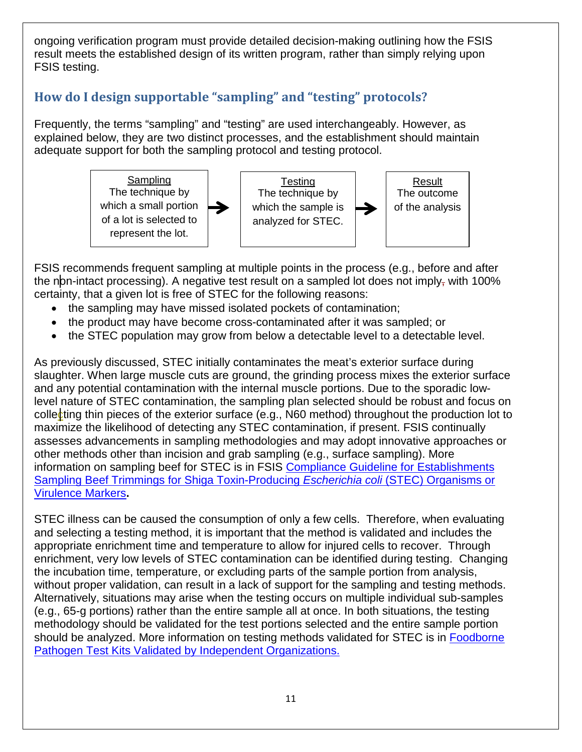ongoing verification program must provide detailed decision-making outlining how the FSIS result meets the established design of its written program, rather than simply relying upon FSIS testing.

## How do I design supportable "sampling" and "testing" protocols?

Frequently, the terms "sampling" and "testing" are used interchangeably. However, as explained below, they are two distinct processes, and the establishment should maintain adequate support for both the sampling protocol and testing protocol.

| Sampling | | Testing | | Result |
|---|---|---|---|---|
| The technique by which a small portion of a lot is selected to represent the lot. | → | The technique by which the sample is analyzed for STEC. | → | The outcome of the analysis |

FSIS recommends frequent sampling at multiple points in the process (e.g., before and after the non-intact processing). A negative test result on a sampled lot does not imply, with 100% certainty, that a given lot is free of STEC for the following reasons:

- the sampling may have missed isolated pockets of contamination;
- the product may have become cross-contaminated after it was sampled; or
- the STEC population may grow from below a detectable level to a detectable level.

As previously discussed, STEC initially contaminates the meat's exterior surface during slaughter. When large muscle cuts are ground, the grinding process mixes the exterior surface and any potential contamination with the internal muscle portions. Due to the sporadic low-level nature of STEC contamination, the sampling plan selected should be robust and focus on collecting thin pieces of the exterior surface (e.g., N60 method) throughout the production lot to maximize the likelihood of detecting any STEC contamination, if present. FSIS continually assesses advancements in sampling methodologies and may adopt innovative approaches or other methods other than incision and grab sampling (e.g., surface sampling). More information on sampling beef for STEC is in FSIS [Compliance Guideline for Establishments Sampling Beef Trimmings for Shiga Toxin-Producing *Escherichia coli* (STEC) Organisms or Virulence Markers](#)**.**

STEC illness can be caused the consumption of only a few cells. Therefore, when evaluating and selecting a testing method, it is important that the method is validated and includes the appropriate enrichment time and temperature to allow for injured cells to recover. Through enrichment, very low levels of STEC contamination can be identified during testing. Changing the incubation time, temperature, or excluding parts of the sample portion from analysis, without proper validation, can result in a lack of support for the sampling and testing methods. Alternatively, situations may arise when the testing occurs on multiple individual sub-samples (e.g., 65-g portions) rather than the entire sample all at once. In both situations, the testing methodology should be validated for the test portions selected and the entire sample portion should be analyzed. More information on testing methods validated for STEC is in [Foodborne Pathogen Test Kits Validated by Independent Organizations.](#)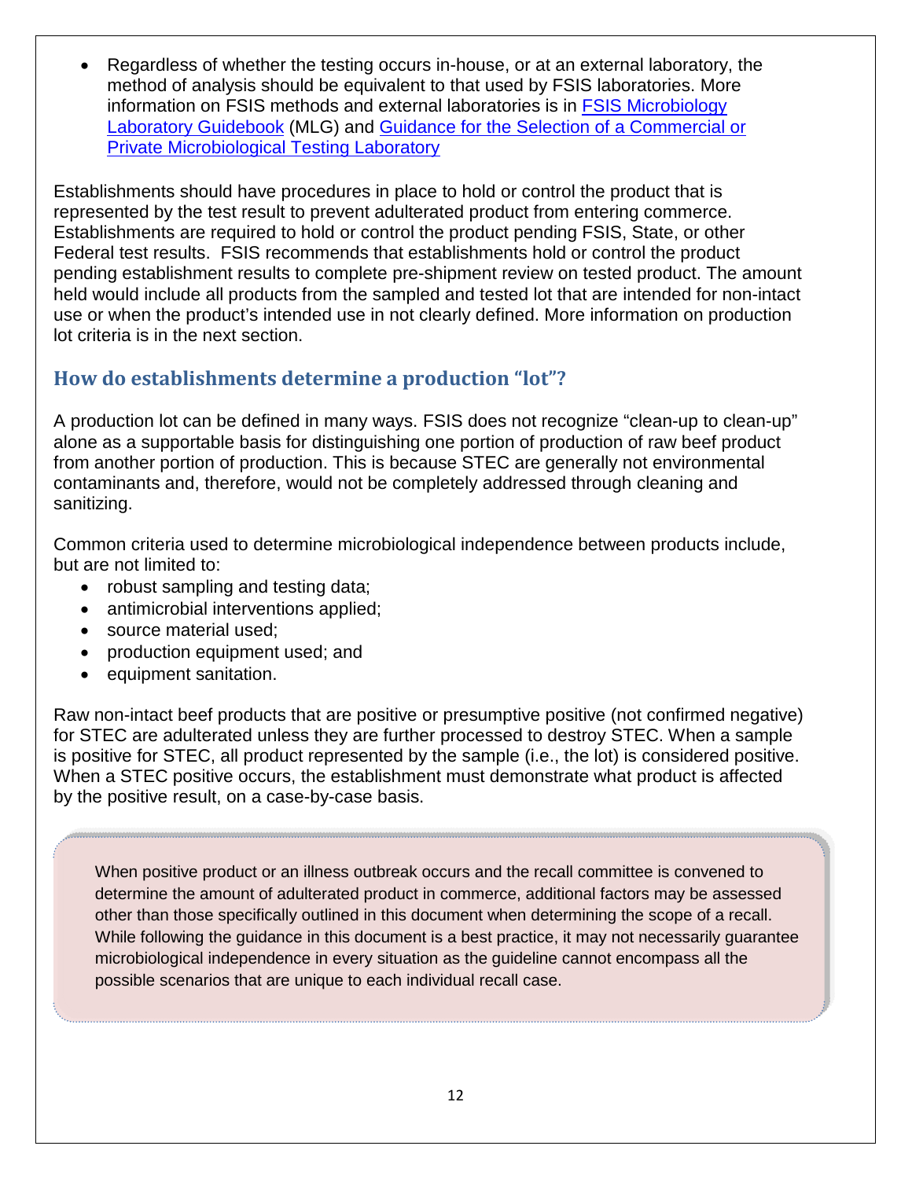- Regardless of whether the testing occurs in-house, or at an external laboratory, the method of analysis should be equivalent to that used by FSIS laboratories. More information on FSIS methods and external laboratories is in [FSIS Microbiology Laboratory Guidebook](#) (MLG) and [Guidance for the Selection of a Commercial or Private Microbiological Testing Laboratory](#)

Establishments should have procedures in place to hold or control the product that is represented by the test result to prevent adulterated product from entering commerce. Establishments are required to hold or control the product pending FSIS, State, or other Federal test results. FSIS recommends that establishments hold or control the product pending establishment results to complete pre-shipment review on tested product. The amount held would include all products from the sampled and tested lot that are intended for non-intact use or when the product's intended use in not clearly defined. More information on production lot criteria is in the next section.

## How do establishments determine a production "lot"?

A production lot can be defined in many ways. FSIS does not recognize "clean-up to clean-up" alone as a supportable basis for distinguishing one portion of production of raw beef product from another portion of production. This is because STEC are generally not environmental contaminants and, therefore, would not be completely addressed through cleaning and sanitizing.

Common criteria used to determine microbiological independence between products include, but are not limited to:

- robust sampling and testing data;
- antimicrobial interventions applied;
- source material used;
- production equipment used; and
- equipment sanitation.

Raw non-intact beef products that are positive or presumptive positive (not confirmed negative) for STEC are adulterated unless they are further processed to destroy STEC. When a sample is positive for STEC, all product represented by the sample (i.e., the lot) is considered positive. When a STEC positive occurs, the establishment must demonstrate what product is affected by the positive result, on a case-by-case basis.

> When positive product or an illness outbreak occurs and the recall committee is convened to determine the amount of adulterated product in commerce, additional factors may be assessed other than those specifically outlined in this document when determining the scope of a recall. While following the guidance in this document is a best practice, it may not necessarily guarantee microbiological independence in every situation as the guideline cannot encompass all the possible scenarios that are unique to each individual recall case.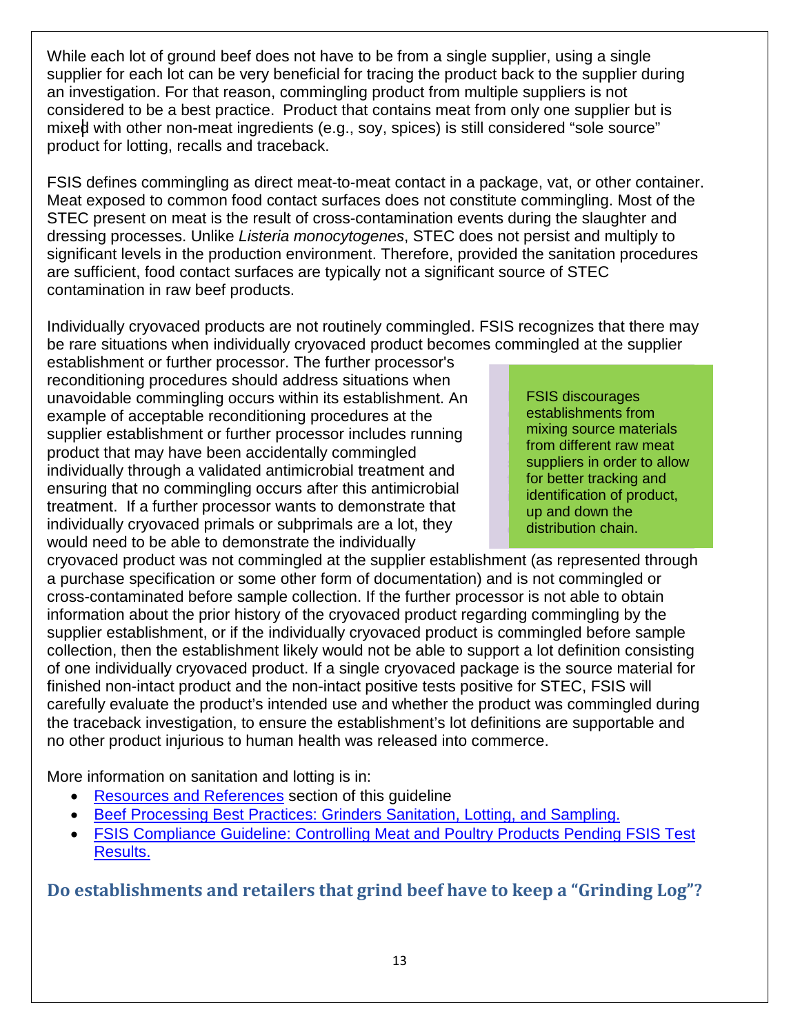While each lot of ground beef does not have to be from a single supplier, using a single supplier for each lot can be very beneficial for tracing the product back to the supplier during an investigation. For that reason, commingling product from multiple suppliers is not considered to be a best practice. Product that contains meat from only one supplier but is mixed with other non-meat ingredients (e.g., soy, spices) is still considered "sole source" product for lotting, recalls and traceback.

FSIS defines commingling as direct meat-to-meat contact in a package, vat, or other container. Meat exposed to common food contact surfaces does not constitute commingling. Most of the STEC present on meat is the result of cross-contamination events during the slaughter and dressing processes. Unlike *Listeria monocytogenes*, STEC does not persist and multiply to significant levels in the production environment. Therefore, provided the sanitation procedures are sufficient, food contact surfaces are typically not a significant source of STEC contamination in raw beef products.

Individually cryovaced products are not routinely commingled. FSIS recognizes that there may be rare situations when individually cryovaced product becomes commingled at the supplier establishment or further processor. The further processor's reconditioning procedures should address situations when unavoidable commingling occurs within its establishment. An example of acceptable reconditioning procedures at the supplier establishment or further processor includes running product that may have been accidentally commingled individually through a validated antimicrobial treatment and ensuring that no commingling occurs after this antimicrobial treatment. If a further processor wants to demonstrate that individually cryovaced primals or subprimals are a lot, they would need to be able to demonstrate the individually cryovaced product was not commingled at the supplier establishment (as represented through a purchase specification or some other form of documentation) and is not commingled or cross-contaminated before sample collection. If the further processor is not able to obtain information about the prior history of the cryovaced product regarding commingling by the supplier establishment, or if the individually cryovaced product is commingled before sample collection, then the establishment likely would not be able to support a lot definition consisting of one individually cryovaced product. If a single cryovaced package is the source material for finished non-intact product and the non-intact positive tests positive for STEC, FSIS will carefully evaluate the product's intended use and whether the product was commingled during the traceback investigation, to ensure the establishment's lot definitions are supportable and no other product injurious to human health was released into commerce.

> FSIS discourages establishments from mixing source materials from different raw meat suppliers in order to allow for better tracking and identification of product, up and down the distribution chain.

More information on sanitation and lotting is in:

- Resources and References section of this guideline
- Beef Processing Best Practices: Grinders Sanitation, Lotting, and Sampling.
- FSIS Compliance Guideline: Controlling Meat and Poultry Products Pending FSIS Test Results.

## Do establishments and retailers that grind beef have to keep a "Grinding Log"?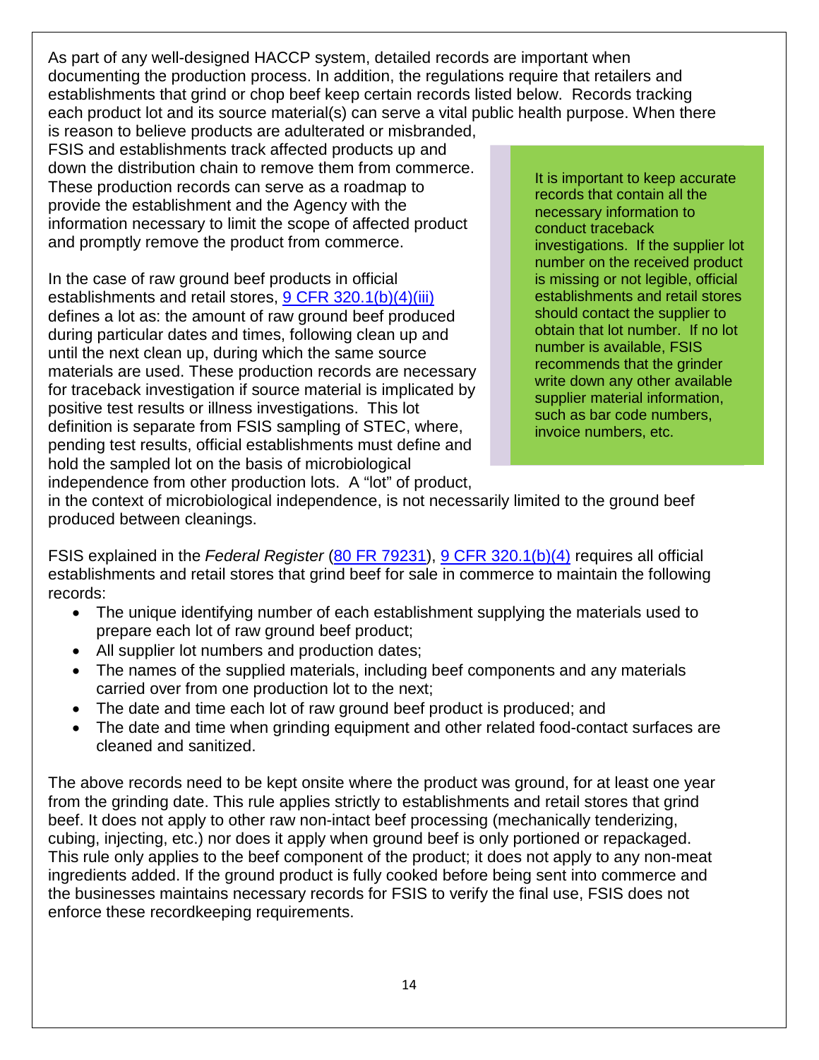As part of any well-designed HACCP system, detailed records are important when documenting the production process. In addition, the regulations require that retailers and establishments that grind or chop beef keep certain records listed below. Records tracking each product lot and its source material(s) can serve a vital public health purpose. When there is reason to believe products are adulterated or misbranded, FSIS and establishments track affected products up and down the distribution chain to remove them from commerce. These production records can serve as a roadmap to provide the establishment and the Agency with the information necessary to limit the scope of affected product and promptly remove the product from commerce.

> It is important to keep accurate records that contain all the necessary information to conduct traceback investigations. If the supplier lot number on the received product is missing or not legible, official establishments and retail stores should contact the supplier to obtain that lot number. If no lot number is available, FSIS recommends that the grinder write down any other available supplier material information, such as bar code numbers, invoice numbers, etc.

In the case of raw ground beef products in official establishments and retail stores, [9 CFR 320.1(b)(4)(iii)](#) defines a lot as: the amount of raw ground beef produced during particular dates and times, following clean up and until the next clean up, during which the same source materials are used. These production records are necessary for traceback investigation if source material is implicated by positive test results or illness investigations. This lot definition is separate from FSIS sampling of STEC, where, pending test results, official establishments must define and hold the sampled lot on the basis of microbiological independence from other production lots. A "lot" of product, in the context of microbiological independence, is not necessarily limited to the ground beef produced between cleanings.

FSIS explained in the *Federal Register* ([80 FR 79231](#)), [9 CFR 320.1(b)(4)](#) requires all official establishments and retail stores that grind beef for sale in commerce to maintain the following records:

- The unique identifying number of each establishment supplying the materials used to prepare each lot of raw ground beef product;
- All supplier lot numbers and production dates;
- The names of the supplied materials, including beef components and any materials carried over from one production lot to the next;
- The date and time each lot of raw ground beef product is produced; and
- The date and time when grinding equipment and other related food-contact surfaces are cleaned and sanitized.

The above records need to be kept onsite where the product was ground, for at least one year from the grinding date. This rule applies strictly to establishments and retail stores that grind beef. It does not apply to other raw non-intact beef processing (mechanically tenderizing, cubing, injecting, etc.) nor does it apply when ground beef is only portioned or repackaged. This rule only applies to the beef component of the product; it does not apply to any non-meat ingredients added. If the ground product is fully cooked before being sent into commerce and the businesses maintains necessary records for FSIS to verify the final use, FSIS does not enforce these recordkeeping requirements.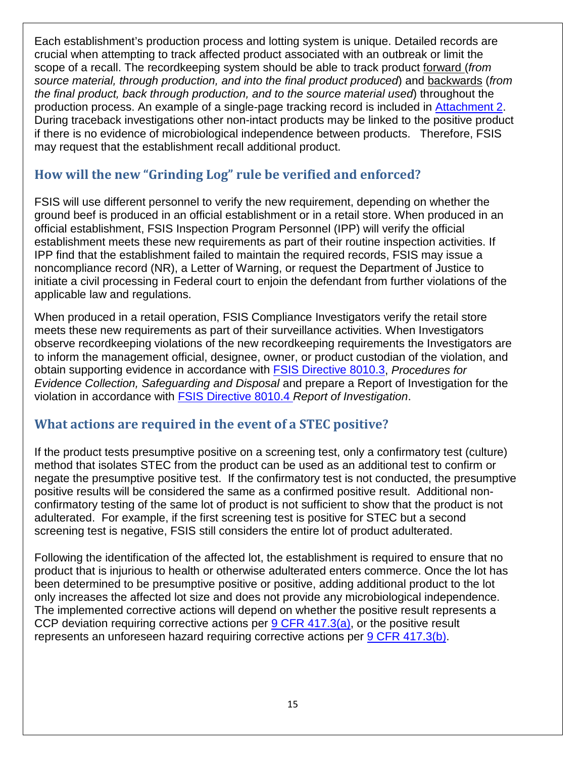Each establishment's production process and lotting system is unique. Detailed records are crucial when attempting to track affected product associated with an outbreak or limit the scope of a recall. The recordkeeping system should be able to track product forward (*from source material, through production, and into the final product produced*) and backwards (*from the final product, back through production, and to the source material used*) throughout the production process. An example of a single-page tracking record is included in Attachment 2. During traceback investigations other non-intact products may be linked to the positive product if there is no evidence of microbiological independence between products. Therefore, FSIS may request that the establishment recall additional product.

## How will the new "Grinding Log" rule be verified and enforced?

FSIS will use different personnel to verify the new requirement, depending on whether the ground beef is produced in an official establishment or in a retail store. When produced in an official establishment, FSIS Inspection Program Personnel (IPP) will verify the official establishment meets these new requirements as part of their routine inspection activities. If IPP find that the establishment failed to maintain the required records, FSIS may issue a noncompliance record (NR), a Letter of Warning, or request the Department of Justice to initiate a civil processing in Federal court to enjoin the defendant from further violations of the applicable law and regulations.

When produced in a retail operation, FSIS Compliance Investigators verify the retail store meets these new requirements as part of their surveillance activities. When Investigators observe recordkeeping violations of the new recordkeeping requirements the Investigators are to inform the management official, designee, owner, or product custodian of the violation, and obtain supporting evidence in accordance with FSIS Directive 8010.3, *Procedures for Evidence Collection, Safeguarding and Disposal* and prepare a Report of Investigation for the violation in accordance with FSIS Directive 8010.4 *Report of Investigation*.

## What actions are required in the event of a STEC positive?

If the product tests presumptive positive on a screening test, only a confirmatory test (culture) method that isolates STEC from the product can be used as an additional test to confirm or negate the presumptive positive test. If the confirmatory test is not conducted, the presumptive positive results will be considered the same as a confirmed positive result. Additional non-confirmatory testing of the same lot of product is not sufficient to show that the product is not adulterated. For example, if the first screening test is positive for STEC but a second screening test is negative, FSIS still considers the entire lot of product adulterated.

Following the identification of the affected lot, the establishment is required to ensure that no product that is injurious to health or otherwise adulterated enters commerce. Once the lot has been determined to be presumptive positive or positive, adding additional product to the lot only increases the affected lot size and does not provide any microbiological independence. The implemented corrective actions will depend on whether the positive result represents a CCP deviation requiring corrective actions per 9 CFR 417.3(a), or the positive result represents an unforeseen hazard requiring corrective actions per 9 CFR 417.3(b).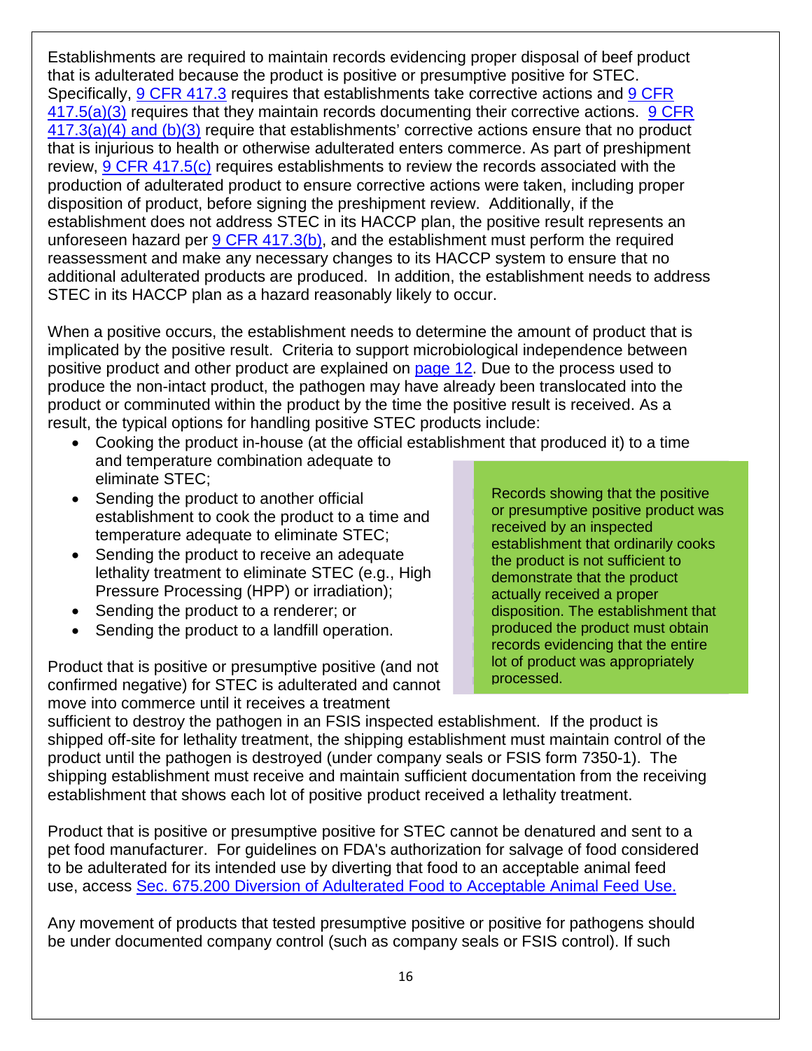Establishments are required to maintain records evidencing proper disposal of beef product that is adulterated because the product is positive or presumptive positive for STEC. Specifically, 9 CFR 417.3 requires that establishments take corrective actions and 9 CFR 417.5(a)(3) requires that they maintain records documenting their corrective actions. 9 CFR 417.3(a)(4) and (b)(3) require that establishments' corrective actions ensure that no product that is injurious to health or otherwise adulterated enters commerce. As part of preshipment review, 9 CFR 417.5(c) requires establishments to review the records associated with the production of adulterated product to ensure corrective actions were taken, including proper disposition of product, before signing the preshipment review. Additionally, if the establishment does not address STEC in its HACCP plan, the positive result represents an unforeseen hazard per 9 CFR 417.3(b), and the establishment must perform the required reassessment and make any necessary changes to its HACCP system to ensure that no additional adulterated products are produced. In addition, the establishment needs to address STEC in its HACCP plan as a hazard reasonably likely to occur.

When a positive occurs, the establishment needs to determine the amount of product that is implicated by the positive result. Criteria to support microbiological independence between positive product and other product are explained on page 12. Due to the process used to produce the non-intact product, the pathogen may have already been translocated into the product or comminuted within the product by the time the positive result is received. As a result, the typical options for handling positive STEC products include:

- Cooking the product in-house (at the official establishment that produced it) to a time and temperature combination adequate to eliminate STEC;
- Sending the product to another official establishment to cook the product to a time and temperature adequate to eliminate STEC;
- Sending the product to receive an adequate lethality treatment to eliminate STEC (e.g., High Pressure Processing (HPP) or irradiation);
- Sending the product to a renderer; or
- Sending the product to a landfill operation.

> Records showing that the positive or presumptive positive product was received by an inspected establishment that ordinarily cooks the product is not sufficient to demonstrate that the product actually received a proper disposition. The establishment that produced the product must obtain records evidencing that the entire lot of product was appropriately processed.

Product that is positive or presumptive positive (and not confirmed negative) for STEC is adulterated and cannot move into commerce until it receives a treatment sufficient to destroy the pathogen in an FSIS inspected establishment. If the product is shipped off-site for lethality treatment, the shipping establishment must maintain control of the product until the pathogen is destroyed (under company seals or FSIS form 7350-1). The shipping establishment must receive and maintain sufficient documentation from the receiving establishment that shows each lot of positive product received a lethality treatment.

Product that is positive or presumptive positive for STEC cannot be denatured and sent to a pet food manufacturer. For guidelines on FDA's authorization for salvage of food considered to be adulterated for its intended use by diverting that food to an acceptable animal feed use, access Sec. 675.200 Diversion of Adulterated Food to Acceptable Animal Feed Use.

Any movement of products that tested presumptive positive or positive for pathogens should be under documented company control (such as company seals or FSIS control). If such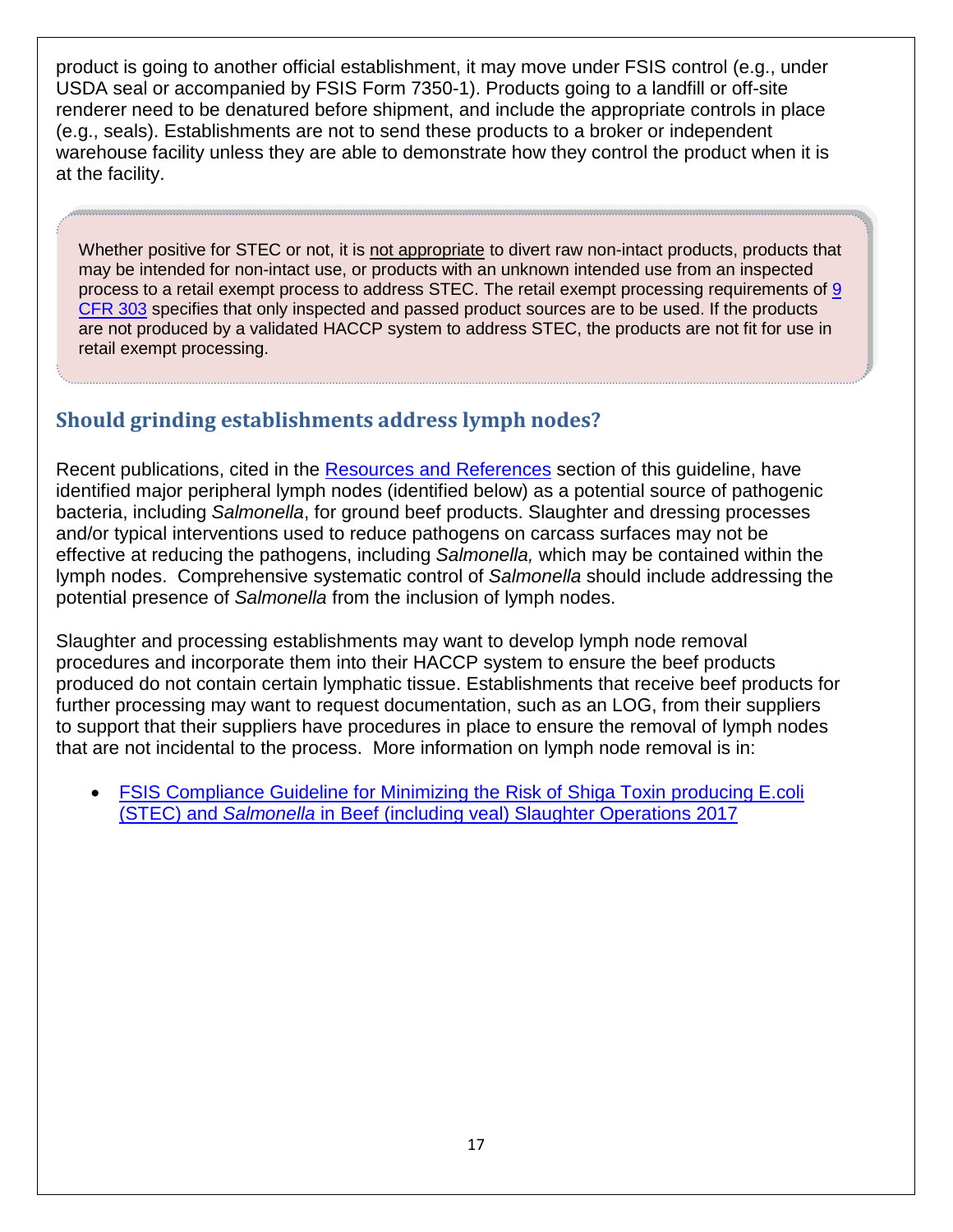product is going to another official establishment, it may move under FSIS control (e.g., under USDA seal or accompanied by FSIS Form 7350-1). Products going to a landfill or off-site renderer need to be denatured before shipment, and include the appropriate controls in place (e.g., seals). Establishments are not to send these products to a broker or independent warehouse facility unless they are able to demonstrate how they control the product when it is at the facility.

> Whether positive for STEC or not, it is <u>not appropriate</u> to divert raw non-intact products, products that may be intended for non-intact use, or products with an unknown intended use from an inspected process to a retail exempt process to address STEC. The retail exempt processing requirements of [9 CFR 303] specifies that only inspected and passed product sources are to be used. If the products are not produced by a validated HACCP system to address STEC, the products are not fit for use in retail exempt processing.

## Should grinding establishments address lymph nodes?

Recent publications, cited in the Resources and References section of this guideline, have identified major peripheral lymph nodes (identified below) as a potential source of pathogenic bacteria, including *Salmonella*, for ground beef products. Slaughter and dressing processes and/or typical interventions used to reduce pathogens on carcass surfaces may not be effective at reducing the pathogens, including *Salmonella,* which may be contained within the lymph nodes. Comprehensive systematic control of *Salmonella* should include addressing the potential presence of *Salmonella* from the inclusion of lymph nodes.

Slaughter and processing establishments may want to develop lymph node removal procedures and incorporate them into their HACCP system to ensure the beef products produced do not contain certain lymphatic tissue. Establishments that receive beef products for further processing may want to request documentation, such as an LOG, from their suppliers to support that their suppliers have procedures in place to ensure the removal of lymph nodes that are not incidental to the process. More information on lymph node removal is in:

- FSIS Compliance Guideline for Minimizing the Risk of Shiga Toxin producing E.coli (STEC) and *Salmonella* in Beef (including veal) Slaughter Operations 2017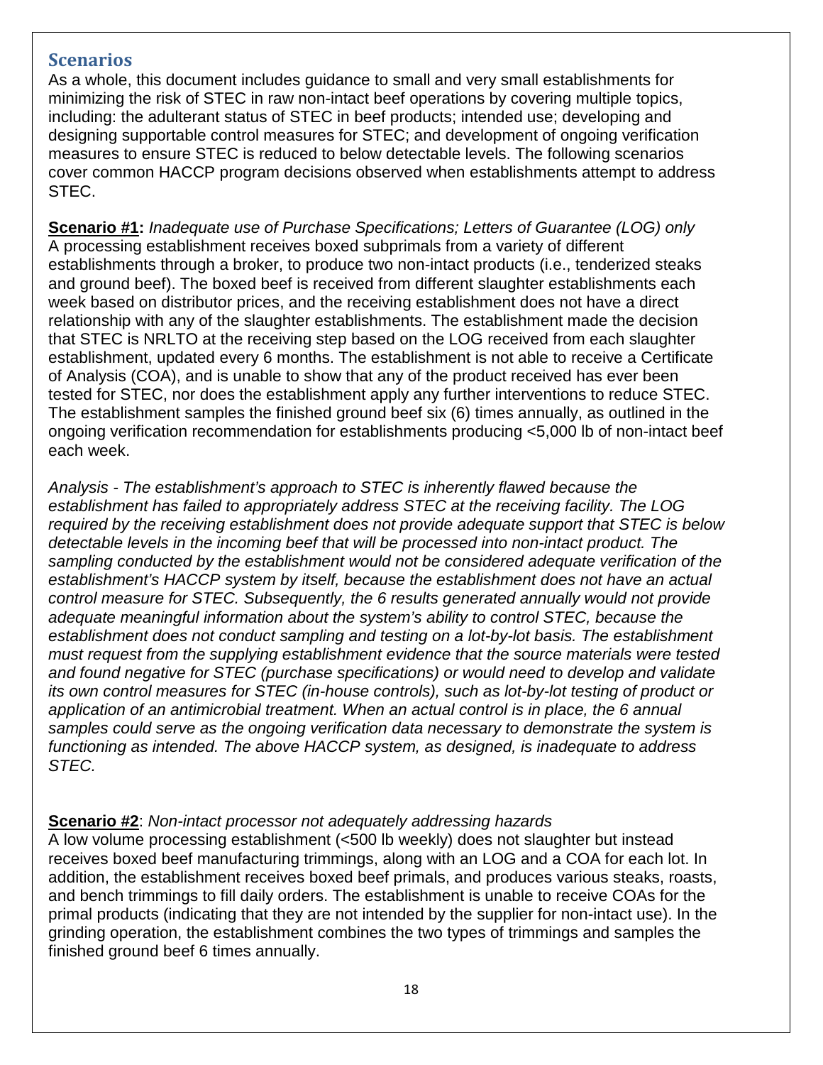## Scenarios

As a whole, this document includes guidance to small and very small establishments for minimizing the risk of STEC in raw non-intact beef operations by covering multiple topics, including: the adulterant status of STEC in beef products; intended use; developing and designing supportable control measures for STEC; and development of ongoing verification measures to ensure STEC is reduced to below detectable levels. The following scenarios cover common HACCP program decisions observed when establishments attempt to address STEC.

**Scenario #1:** *Inadequate use of Purchase Specifications; Letters of Guarantee (LOG) only*
A processing establishment receives boxed subprimals from a variety of different establishments through a broker, to produce two non-intact products (i.e., tenderized steaks and ground beef). The boxed beef is received from different slaughter establishments each week based on distributor prices, and the receiving establishment does not have a direct relationship with any of the slaughter establishments. The establishment made the decision that STEC is NRLTO at the receiving step based on the LOG received from each slaughter establishment, updated every 6 months. The establishment is not able to receive a Certificate of Analysis (COA), and is unable to show that any of the product received has ever been tested for STEC, nor does the establishment apply any further interventions to reduce STEC. The establishment samples the finished ground beef six (6) times annually, as outlined in the ongoing verification recommendation for establishments producing <5,000 lb of non-intact beef each week.

*Analysis - The establishment's approach to STEC is inherently flawed because the establishment has failed to appropriately address STEC at the receiving facility. The LOG required by the receiving establishment does not provide adequate support that STEC is below detectable levels in the incoming beef that will be processed into non-intact product. The sampling conducted by the establishment would not be considered adequate verification of the establishment's HACCP system by itself, because the establishment does not have an actual control measure for STEC. Subsequently, the 6 results generated annually would not provide adequate meaningful information about the system's ability to control STEC, because the establishment does not conduct sampling and testing on a lot-by-lot basis. The establishment must request from the supplying establishment evidence that the source materials were tested and found negative for STEC (purchase specifications) or would need to develop and validate its own control measures for STEC (in-house controls), such as lot-by-lot testing of product or application of an antimicrobial treatment. When an actual control is in place, the 6 annual samples could serve as the ongoing verification data necessary to demonstrate the system is functioning as intended. The above HACCP system, as designed, is inadequate to address STEC.*

**Scenario #2**: *Non-intact processor not adequately addressing hazards*
A low volume processing establishment (<500 lb weekly) does not slaughter but instead receives boxed beef manufacturing trimmings, along with an LOG and a COA for each lot. In addition, the establishment receives boxed beef primals, and produces various steaks, roasts, and bench trimmings to fill daily orders. The establishment is unable to receive COAs for the primal products (indicating that they are not intended by the supplier for non-intact use). In the grinding operation, the establishment combines the two types of trimmings and samples the finished ground beef 6 times annually.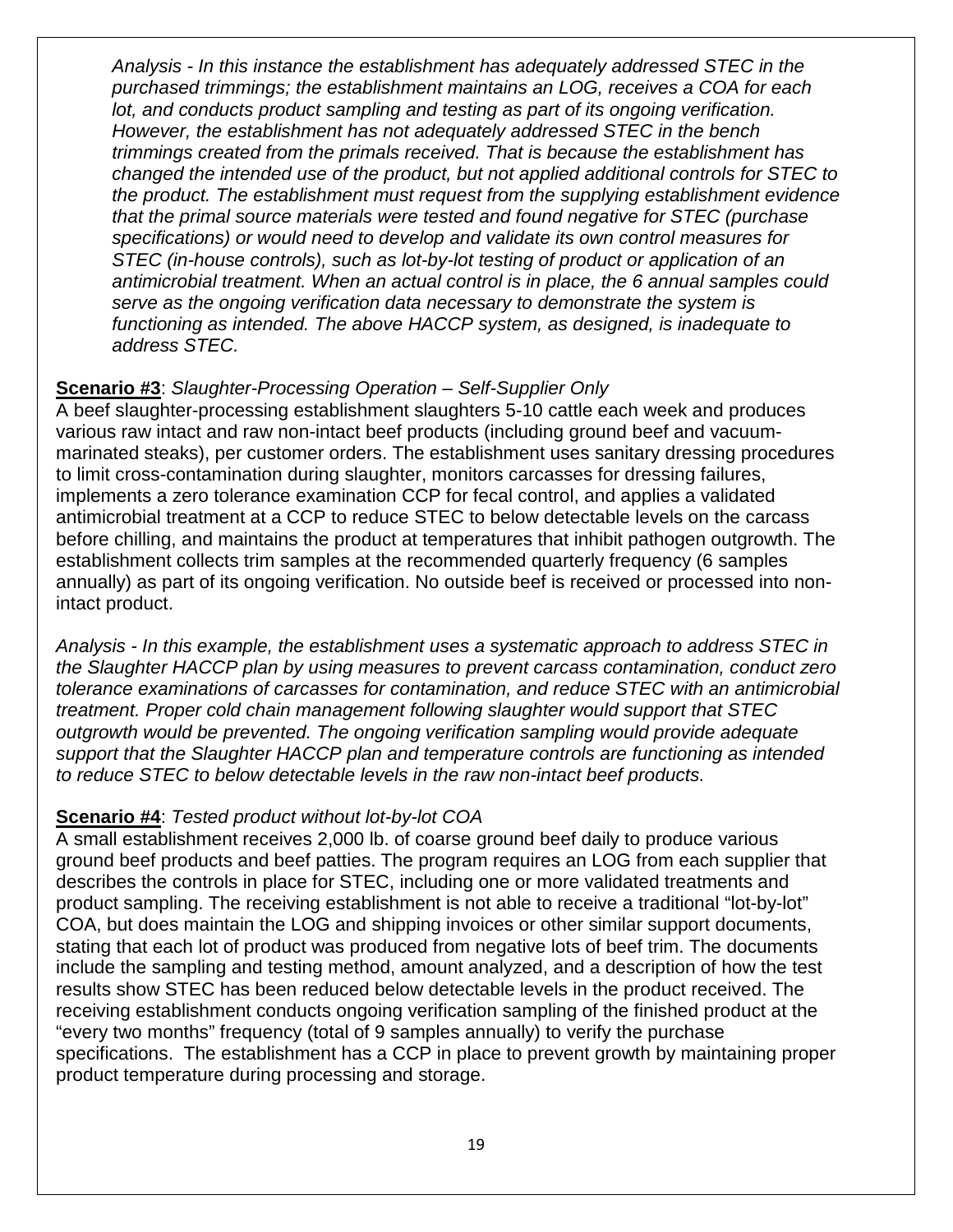*Analysis - In this instance the establishment has adequately addressed STEC in the purchased trimmings; the establishment maintains an LOG, receives a COA for each lot, and conducts product sampling and testing as part of its ongoing verification. However, the establishment has not adequately addressed STEC in the bench trimmings created from the primals received. That is because the establishment has changed the intended use of the product, but not applied additional controls for STEC to the product. The establishment must request from the supplying establishment evidence that the primal source materials were tested and found negative for STEC (purchase specifications) or would need to develop and validate its own control measures for STEC (in-house controls), such as lot-by-lot testing of product or application of an antimicrobial treatment. When an actual control is in place, the 6 annual samples could serve as the ongoing verification data necessary to demonstrate the system is functioning as intended. The above HACCP system, as designed, is inadequate to address STEC.*

**Scenario #3**: *Slaughter-Processing Operation – Self-Supplier Only*

A beef slaughter-processing establishment slaughters 5-10 cattle each week and produces various raw intact and raw non-intact beef products (including ground beef and vacuum-marinated steaks), per customer orders. The establishment uses sanitary dressing procedures to limit cross-contamination during slaughter, monitors carcasses for dressing failures, implements a zero tolerance examination CCP for fecal control, and applies a validated antimicrobial treatment at a CCP to reduce STEC to below detectable levels on the carcass before chilling, and maintains the product at temperatures that inhibit pathogen outgrowth. The establishment collects trim samples at the recommended quarterly frequency (6 samples annually) as part of its ongoing verification. No outside beef is received or processed into non-intact product.

*Analysis - In this example, the establishment uses a systematic approach to address STEC in the Slaughter HACCP plan by using measures to prevent carcass contamination, conduct zero tolerance examinations of carcasses for contamination, and reduce STEC with an antimicrobial treatment. Proper cold chain management following slaughter would support that STEC outgrowth would be prevented. The ongoing verification sampling would provide adequate support that the Slaughter HACCP plan and temperature controls are functioning as intended to reduce STEC to below detectable levels in the raw non-intact beef products.*

**Scenario #4**: *Tested product without lot-by-lot COA*

A small establishment receives 2,000 lb. of coarse ground beef daily to produce various ground beef products and beef patties. The program requires an LOG from each supplier that describes the controls in place for STEC, including one or more validated treatments and product sampling. The receiving establishment is not able to receive a traditional "lot-by-lot" COA, but does maintain the LOG and shipping invoices or other similar support documents, stating that each lot of product was produced from negative lots of beef trim. The documents include the sampling and testing method, amount analyzed, and a description of how the test results show STEC has been reduced below detectable levels in the product received. The receiving establishment conducts ongoing verification sampling of the finished product at the "every two months" frequency (total of 9 samples annually) to verify the purchase specifications. The establishment has a CCP in place to prevent growth by maintaining proper product temperature during processing and storage.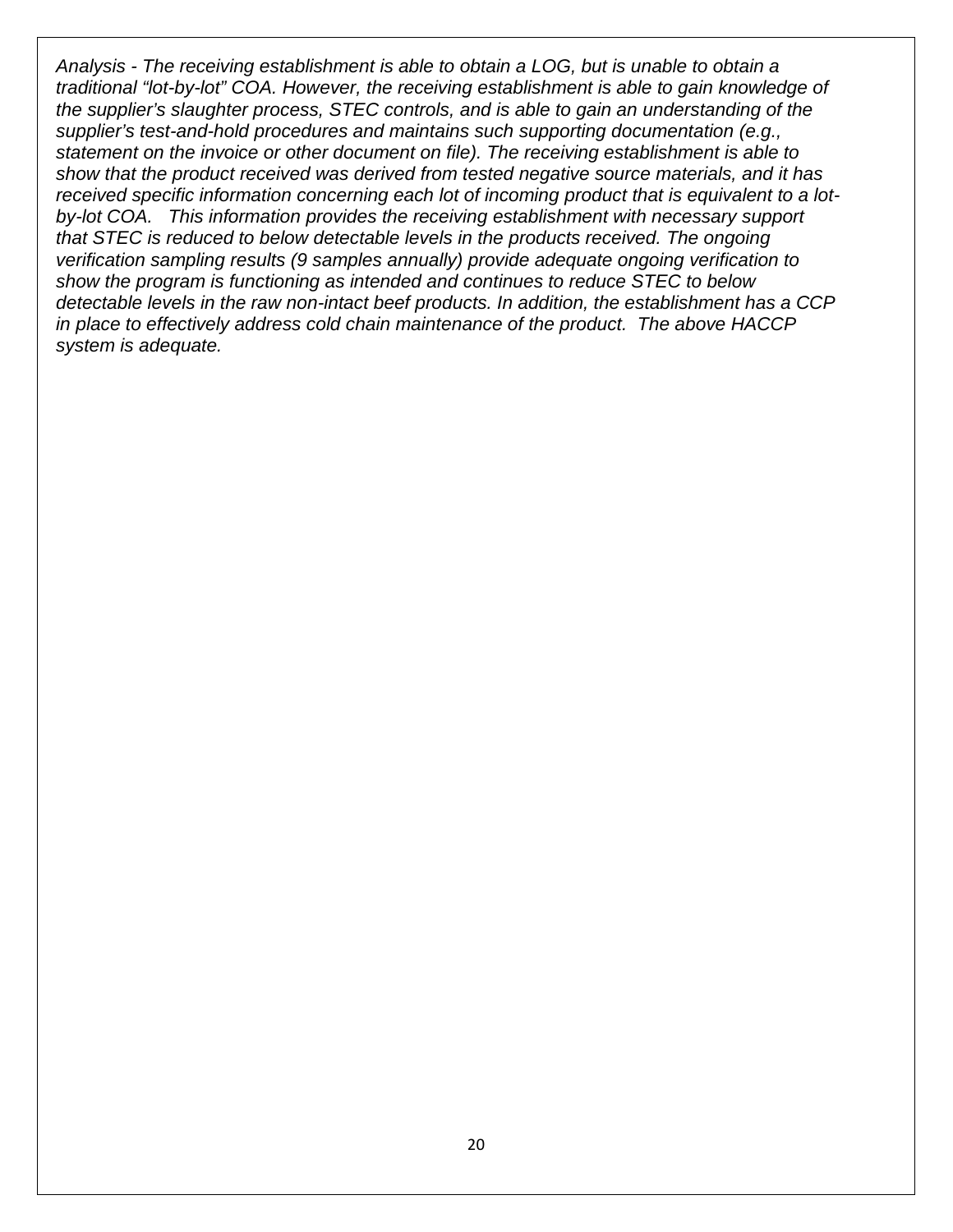*Analysis - The receiving establishment is able to obtain a LOG, but is unable to obtain a traditional "lot-by-lot" COA. However, the receiving establishment is able to gain knowledge of the supplier's slaughter process, STEC controls, and is able to gain an understanding of the supplier's test-and-hold procedures and maintains such supporting documentation (e.g., statement on the invoice or other document on file). The receiving establishment is able to show that the product received was derived from tested negative source materials, and it has received specific information concerning each lot of incoming product that is equivalent to a lot-by-lot COA. This information provides the receiving establishment with necessary support that STEC is reduced to below detectable levels in the products received. The ongoing verification sampling results (9 samples annually) provide adequate ongoing verification to show the program is functioning as intended and continues to reduce STEC to below detectable levels in the raw non-intact beef products. In addition, the establishment has a CCP in place to effectively address cold chain maintenance of the product. The above HACCP system is adequate.*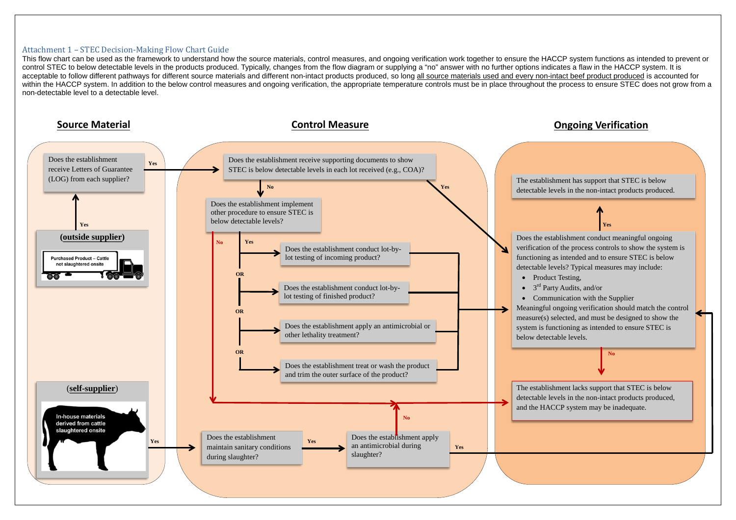## Attachment 1 – STEC Decision-Making Flow Chart Guide

This flow chart can be used as the framework to understand how the source materials, control measures, and ongoing verification work together to ensure the HACCP system functions as intended to prevent or control STEC to below detectable levels in the products produced. Typically, changes from the flow diagram or supplying a "no" answer with no further options indicates a flaw in the HACCP system. It is acceptable to follow different pathways for different source materials and different non-intact products produced, so long all source materials used and every non-intact beef product produced is accounted for within the HACCP system. In addition to the below control measures and ongoing verification, the appropriate temperature controls must be in place throughout the process to ensure STEC does not grow from a non-detectable level to a detectable level.

### Source Material

**(outside supplier)**

Purchased Product – Cattle not slaughtered onsite

→ Yes → Does the establishment receive Letters of Guarantee (LOG) from each supplier?

→ Yes → (Control Measure) Does the establishment receive supporting documents to show STEC is below detectable levels in each lot received (e.g., COA)?

**(self-supplier)**

In-house materials derived from cattle slaughtered onsite

→ Yes → (Control Measure) Does the establishment maintain sanitary conditions during slaughter?

### Control Measure

Does the establishment receive supporting documents to show STEC is below detectable levels in each lot received (e.g., COA)?

- Yes → Does the establishment conduct meaningful ongoing verification...? (Ongoing Verification)
- No → Does the establishment implement other procedure to ensure STEC is below detectable levels?

Does the establishment implement other procedure to ensure STEC is below detectable levels?

- No → The establishment lacks support that STEC is below detectable levels in the non-intact products produced, and the HACCP system may be inadequate.
- Yes →
  - Does the establishment conduct lot-by-lot testing of incoming product?
  - OR
  - Does the establishment conduct lot-by-lot testing of finished product?
  - OR
  - Does the establishment apply an antimicrobial or other lethality treatment?
  - OR
  - Does the establishment treat or wash the product and trim the outer surface of the product?
  - → Does the establishment conduct meaningful ongoing verification...? (Ongoing Verification)

Does the establishment maintain sanitary conditions during slaughter?

- Yes → Does the establishment apply an antimicrobial during slaughter?

Does the establishment apply an antimicrobial during slaughter?

- Yes → Does the establishment conduct meaningful ongoing verification...? (Ongoing Verification)
- No → The establishment lacks support that STEC is below detectable levels in the non-intact products produced, and the HACCP system may be inadequate.

### Ongoing Verification

Does the establishment conduct meaningful ongoing verification of the process controls to show the system is functioning as intended and to ensure STEC is below detectable levels? Typical measures may include:

- Product Testing,
- 3rd Party Audits, and/or
- Communication with the Supplier

Meaningful ongoing verification should match the control measure(s) selected, and must be designed to show the system is functioning as intended to ensure STEC is below detectable levels.

- Yes → The establishment has support that STEC is below detectable levels in the non-intact products produced.
- No → The establishment lacks support that STEC is below detectable levels in the non-intact products produced, and the HACCP system may be inadequate.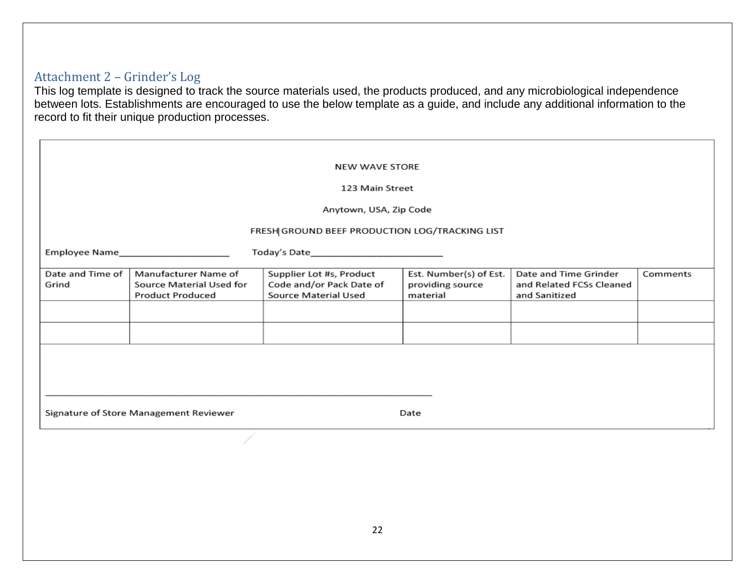## Attachment 2 – Grinder's Log

This log template is designed to track the source materials used, the products produced, and any microbiological independence between lots. Establishments are encouraged to use the below template as a guide, and include any additional information to the record to fit their unique production processes.

NEW WAVE STORE

123 Main Street

Anytown, USA, Zip Code

FRESH GROUND BEEF PRODUCTION LOG/TRACKING LIST

Employee Name______________________ Today's Date__________________________

| Date and Time of Grind | Manufacturer Name of Source Material Used for Product Produced | Supplier Lot #s, Product Code and/or Pack Date of Source Material Used | Est. Number(s) of Est. providing source material | Date and Time Grinder and Related FCSs Cleaned and Sanitized | Comments |
|---|---|---|---|---|---|
| | | | | | |
| | | | | | |

_____________________________________________________________________________

Signature of Store Management Reviewer Date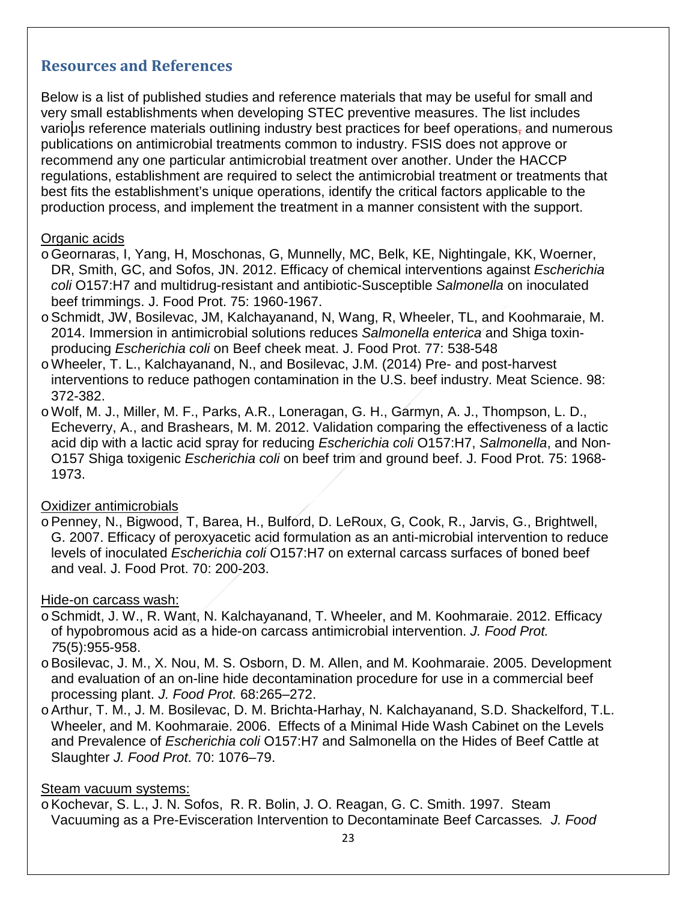## Resources and References

Below is a list of published studies and reference materials that may be useful for small and very small establishments when developing STEC preventive measures. The list includes various reference materials outlining industry best practices for beef operations, and numerous publications on antimicrobial treatments common to industry. FSIS does not approve or recommend any one particular antimicrobial treatment over another. Under the HACCP regulations, establishment are required to select the antimicrobial treatment or treatments that best fits the establishment's unique operations, identify the critical factors applicable to the production process, and implement the treatment in a manner consistent with the support.

Organic acids

- Geornaras, I, Yang, H, Moschonas, G, Munnelly, MC, Belk, KE, Nightingale, KK, Woerner, DR, Smith, GC, and Sofos, JN. 2012. Efficacy of chemical interventions against *Escherichia coli* O157:H7 and multidrug-resistant and antibiotic-Susceptible *Salmonella* on inoculated beef trimmings. J. Food Prot. 75: 1960-1967.
- Schmidt, JW, Bosilevac, JM, Kalchayanand, N, Wang, R, Wheeler, TL, and Koohmaraie, M. 2014. Immersion in antimicrobial solutions reduces *Salmonella enterica* and Shiga toxin-producing *Escherichia coli* on Beef cheek meat. J. Food Prot. 77: 538-548
- Wheeler, T. L., Kalchayanand, N., and Bosilevac, J.M. (2014) Pre- and post-harvest interventions to reduce pathogen contamination in the U.S. beef industry. Meat Science. 98: 372-382.
- Wolf, M. J., Miller, M. F., Parks, A.R., Loneragan, G. H., Garmyn, A. J., Thompson, L. D., Echeverry, A., and Brashears, M. M. 2012. Validation comparing the effectiveness of a lactic acid dip with a lactic acid spray for reducing *Escherichia coli* O157:H7, *Salmonella*, and Non-O157 Shiga toxigenic *Escherichia coli* on beef trim and ground beef. J. Food Prot. 75: 1968-1973.

Oxidizer antimicrobials

- Penney, N., Bigwood, T, Barea, H., Bulford, D. LeRoux, G, Cook, R., Jarvis, G., Brightwell, G. 2007. Efficacy of peroxyacetic acid formulation as an anti-microbial intervention to reduce levels of inoculated *Escherichia coli* O157:H7 on external carcass surfaces of boned beef and veal. J. Food Prot. 70: 200-203.

Hide-on carcass wash:

- Schmidt, J. W., R. Want, N. Kalchayanand, T. Wheeler, and M. Koohmaraie. 2012. Efficacy of hypobromous acid as a hide-on carcass antimicrobial intervention. *J. Food Prot. 7*5(5):955-958.
- Bosilevac, J. M., X. Nou, M. S. Osborn, D. M. Allen, and M. Koohmaraie. 2005. Development and evaluation of an on-line hide decontamination procedure for use in a commercial beef processing plant. *J. Food Prot.* 68:265–272.
- Arthur, T. M., J. M. Bosilevac, D. M. Brichta-Harhay, N. Kalchayanand, S.D. Shackelford, T.L. Wheeler, and M. Koohmaraie. 2006. Effects of a Minimal Hide Wash Cabinet on the Levels and Prevalence of *Escherichia coli* O157:H7 and Salmonella on the Hides of Beef Cattle at Slaughter *J. Food Prot*. 70: 1076–79.

Steam vacuum systems:

- Kochevar, S. L., J. N. Sofos, R. R. Bolin, J. O. Reagan, G. C. Smith. 1997. Steam Vacuuming as a Pre-Evisceration Intervention to Decontaminate Beef Carcasses*. J. Food*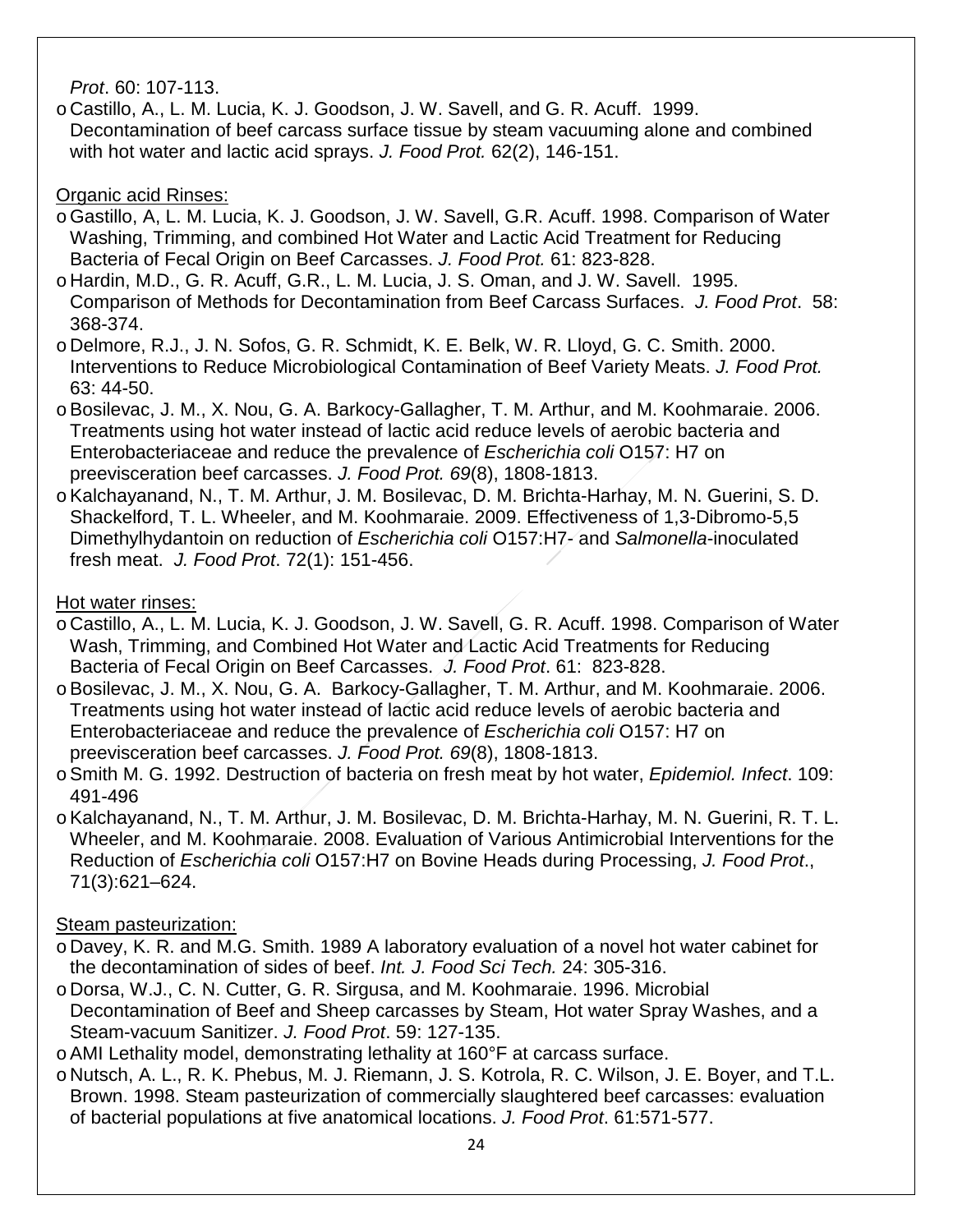*Prot*. 60: 107-113.

- Castillo, A., L. M. Lucia, K. J. Goodson, J. W. Savell, and G. R. Acuff. 1999. Decontamination of beef carcass surface tissue by steam vacuuming alone and combined with hot water and lactic acid sprays. *J. Food Prot.* 62(2), 146-151.

Organic acid Rinses:

- Gastillo, A, L. M. Lucia, K. J. Goodson, J. W. Savell, G.R. Acuff. 1998. Comparison of Water Washing, Trimming, and combined Hot Water and Lactic Acid Treatment for Reducing Bacteria of Fecal Origin on Beef Carcasses. *J. Food Prot.* 61: 823-828.
- Hardin, M.D., G. R. Acuff, G.R., L. M. Lucia, J. S. Oman, and J. W. Savell. 1995. Comparison of Methods for Decontamination from Beef Carcass Surfaces. *J. Food Prot*. 58: 368-374.
- Delmore, R.J., J. N. Sofos, G. R. Schmidt, K. E. Belk, W. R. Lloyd, G. C. Smith. 2000. Interventions to Reduce Microbiological Contamination of Beef Variety Meats. *J. Food Prot.* 63: 44-50.
- Bosilevac, J. M., X. Nou, G. A. Barkocy-Gallagher, T. M. Arthur, and M. Koohmaraie. 2006. Treatments using hot water instead of lactic acid reduce levels of aerobic bacteria and Enterobacteriaceae and reduce the prevalence of *Escherichia coli* O157: H7 on preevisceration beef carcasses. *J. Food Prot. 69*(8), 1808-1813.
- Kalchayanand, N., T. M. Arthur, J. M. Bosilevac, D. M. Brichta-Harhay, M. N. Guerini, S. D. Shackelford, T. L. Wheeler, and M. Koohmaraie. 2009. Effectiveness of 1,3-Dibromo-5,5 Dimethylhydantoin on reduction of *Escherichia coli* O157:H7- and *Salmonella*-inoculated fresh meat. *J. Food Prot*. 72(1): 151-456.

Hot water rinses:

- Castillo, A., L. M. Lucia, K. J. Goodson, J. W. Savell, G. R. Acuff. 1998. Comparison of Water Wash, Trimming, and Combined Hot Water and Lactic Acid Treatments for Reducing Bacteria of Fecal Origin on Beef Carcasses. *J. Food Prot*. 61: 823-828.
- Bosilevac, J. M., X. Nou, G. A. Barkocy-Gallagher, T. M. Arthur, and M. Koohmaraie. 2006. Treatments using hot water instead of lactic acid reduce levels of aerobic bacteria and Enterobacteriaceae and reduce the prevalence of *Escherichia coli* O157: H7 on preevisceration beef carcasses. *J. Food Prot. 69*(8), 1808-1813.
- Smith M. G. 1992. Destruction of bacteria on fresh meat by hot water, *Epidemiol. Infect*. 109: 491-496
- Kalchayanand, N., T. M. Arthur, J. M. Bosilevac, D. M. Brichta-Harhay, M. N. Guerini, R. T. L. Wheeler, and M. Koohmaraie. 2008. Evaluation of Various Antimicrobial Interventions for the Reduction of *Escherichia coli* O157:H7 on Bovine Heads during Processing, *J. Food Prot*., 71(3):621–624.

Steam pasteurization:

- Davey, K. R. and M.G. Smith. 1989 A laboratory evaluation of a novel hot water cabinet for the decontamination of sides of beef. *Int. J. Food Sci Tech.* 24: 305-316.
- Dorsa, W.J., C. N. Cutter, G. R. Sirgusa, and M. Koohmaraie. 1996. Microbial Decontamination of Beef and Sheep carcasses by Steam, Hot water Spray Washes, and a Steam-vacuum Sanitizer. *J. Food Prot*. 59: 127-135.
- AMI Lethality model, demonstrating lethality at 160°F at carcass surface.
- Nutsch, A. L., R. K. Phebus, M. J. Riemann, J. S. Kotrola, R. C. Wilson, J. E. Boyer, and T.L. Brown. 1998. Steam pasteurization of commercially slaughtered beef carcasses: evaluation of bacterial populations at five anatomical locations. *J. Food Prot*. 61:571-577.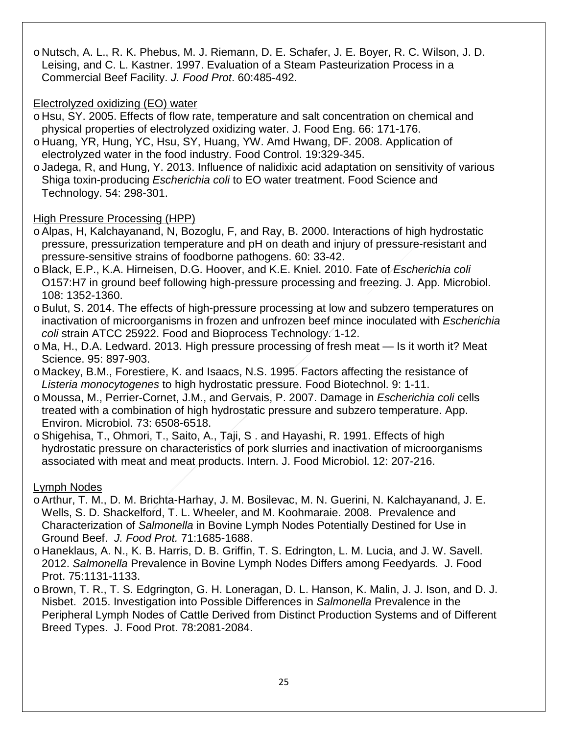- Nutsch, A. L., R. K. Phebus, M. J. Riemann, D. E. Schafer, J. E. Boyer, R. C. Wilson, J. D. Leising, and C. L. Kastner. 1997. Evaluation of a Steam Pasteurization Process in a Commercial Beef Facility. *J. Food Prot*. 60:485-492.

Electrolyzed oxidizing (EO) water

- Hsu, SY. 2005. Effects of flow rate, temperature and salt concentration on chemical and physical properties of electrolyzed oxidizing water. J. Food Eng. 66: 171-176.
- Huang, YR, Hung, YC, Hsu, SY, Huang, YW. Amd Hwang, DF. 2008. Application of electrolyzed water in the food industry. Food Control. 19:329-345.
- Jadega, R, and Hung, Y. 2013. Influence of nalidixic acid adaptation on sensitivity of various Shiga toxin-producing *Escherichia coli* to EO water treatment. Food Science and Technology. 54: 298-301.

High Pressure Processing (HPP)

- Alpas, H, Kalchayanand, N, Bozoglu, F, and Ray, B. 2000. Interactions of high hydrostatic pressure, pressurization temperature and pH on death and injury of pressure-resistant and pressure-sensitive strains of foodborne pathogens. 60: 33-42.
- Black, E.P., K.A. Hirneisen, D.G. Hoover, and K.E. Kniel. 2010. Fate of *Escherichia coli* O157:H7 in ground beef following high-pressure processing and freezing. J. App. Microbiol. 108: 1352-1360.
- Bulut, S. 2014. The effects of high-pressure processing at low and subzero temperatures on inactivation of microorganisms in frozen and unfrozen beef mince inoculated with *Escherichia coli* strain ATCC 25922. Food and Bioprocess Technology. 1-12.
- Ma, H., D.A. Ledward. 2013. High pressure processing of fresh meat — Is it worth it? Meat Science. 95: 897-903.
- Mackey, B.M., Forestiere, K. and Isaacs, N.S. 1995. Factors affecting the resistance of *Listeria monocytogenes* to high hydrostatic pressure. Food Biotechnol. 9: 1-11.
- Moussa, M., Perrier-Cornet, J.M., and Gervais, P. 2007. Damage in *Escherichia coli* cells treated with a combination of high hydrostatic pressure and subzero temperature. App. Environ. Microbiol. 73: 6508-6518.
- Shigehisa, T., Ohmori, T., Saito, A., Taji, S . and Hayashi, R. 1991. Effects of high hydrostatic pressure on characteristics of pork slurries and inactivation of microorganisms associated with meat and meat products. Intern. J. Food Microbiol. 12: 207-216.

Lymph Nodes

- Arthur, T. M., D. M. Brichta-Harhay, J. M. Bosilevac, M. N. Guerini, N. Kalchayanand, J. E. Wells, S. D. Shackelford, T. L. Wheeler, and M. Koohmaraie. 2008. Prevalence and Characterization of *Salmonella* in Bovine Lymph Nodes Potentially Destined for Use in Ground Beef. *J. Food Prot.* 71:1685-1688.
- Haneklaus, A. N., K. B. Harris, D. B. Griffin, T. S. Edrington, L. M. Lucia, and J. W. Savell. 2012. *Salmonella* Prevalence in Bovine Lymph Nodes Differs among Feedyards. J. Food Prot. 75:1131-1133.
- Brown, T. R., T. S. Edgrington, G. H. Loneragan, D. L. Hanson, K. Malin, J. J. Ison, and D. J. Nisbet. 2015. Investigation into Possible Differences in *Salmonella* Prevalence in the Peripheral Lymph Nodes of Cattle Derived from Distinct Production Systems and of Different Breed Types. J. Food Prot. 78:2081-2084.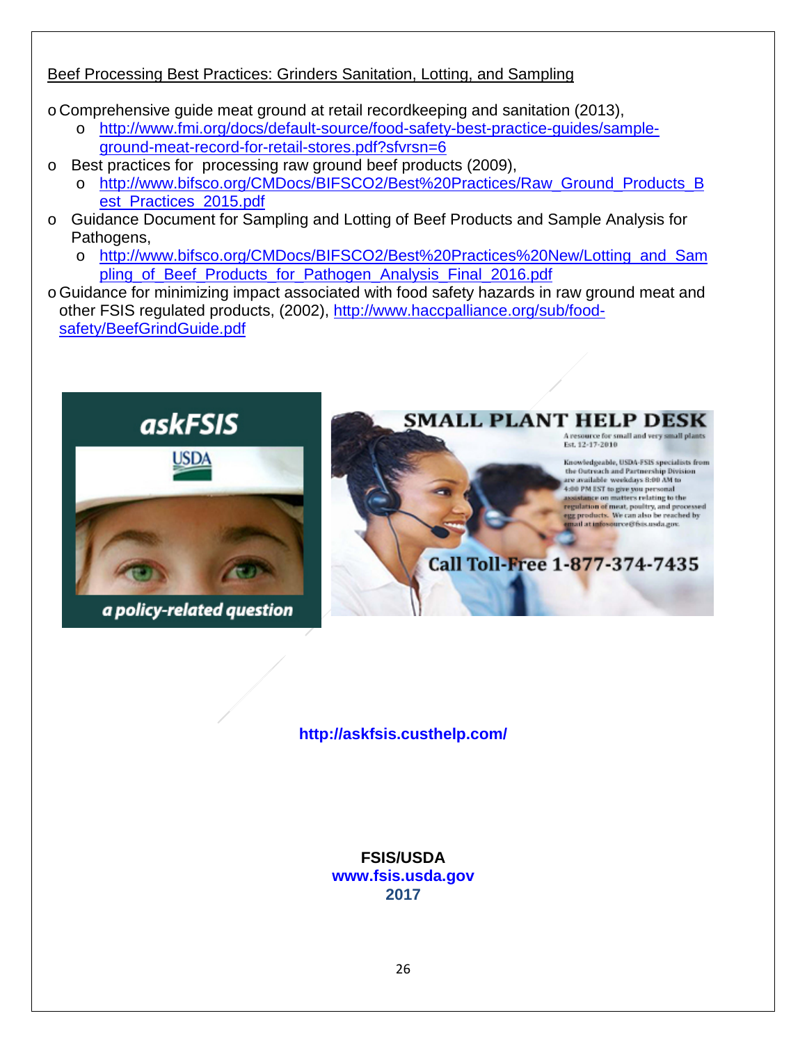Beef Processing Best Practices: Grinders Sanitation, Lotting, and Sampling

- Comprehensive guide meat ground at retail recordkeeping and sanitation (2013),
  - http://www.fmi.org/docs/default-source/food-safety-best-practice-guides/sample-ground-meat-record-for-retail-stores.pdf?sfvrsn=6
- Best practices for processing raw ground beef products (2009),
  - http://www.bifsco.org/CMDocs/BIFSCO2/Best%20Practices/Raw_Ground_Products_Best_Practices_2015.pdf
- Guidance Document for Sampling and Lotting of Beef Products and Sample Analysis for Pathogens,
  - http://www.bifsco.org/CMDocs/BIFSCO2/Best%20Practices%20New/Lotting_and_Sampling_of_Beef_Products_for_Pathogen_Analysis_Final_2016.pdf
- Guidance for minimizing impact associated with food safety hazards in raw ground meat and other FSIS regulated products, (2002), http://www.haccpalliance.org/sub/food-safety/BeefGrindGuide.pdf

askFSIS

USDA

a policy-related question

SMALL PLANT HELP DESK

A resource for small and very small plants
Est. 12-17-2010

Knowledgeable, USDA-FSIS specialists from the Outreach and Partnership Division are available weekdays 8:00 AM to 4:00 PM EST to give you personal assistance on matters relating to the regulation of meat, poultry, and processed egg products. We can also be reached by email at infosource@fsis.usda.gov.

Call Toll-Free 1-877-374-7435

**http://askfsis.custhelp.com/**

**FSIS/USDA**
**www.fsis.usda.gov**
**2017**